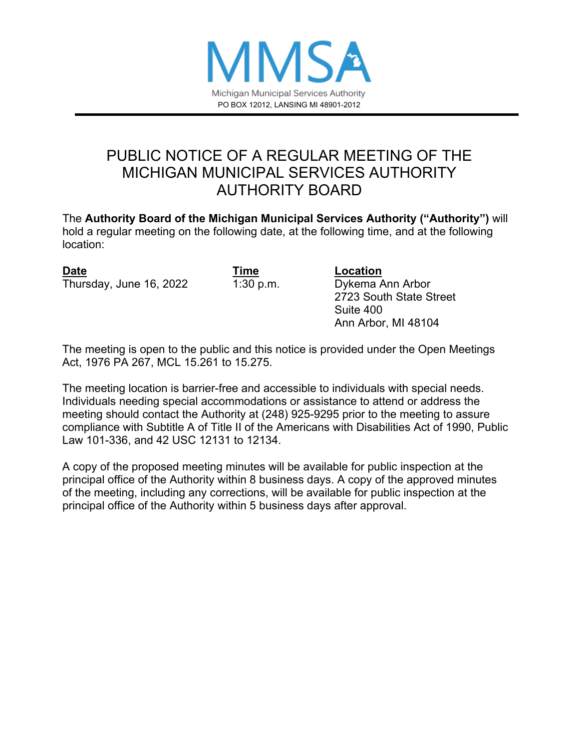MMSA

Michigan Municipal Services Authority

PO BOX 12012, LANSING MI 48901-2012

# PUBLIC NOTICE OF A REGULAR MEETING OF THE MICHIGAN MUNICIPAL SERVICES AUTHORITY AUTHORITY BOARD

The **Authority Board of the Michigan Municipal Services Authority ("Authority")** will hold a regular meeting on the following date, at the following time, and at the following location:

| **Date** | **Time** | **Location** |
|---|---|---|
| Thursday, June 16, 2022 | 1:30 p.m. | Dykema Ann Arbor<br>2723 South State Street<br>Suite 400<br>Ann Arbor, MI 48104 |

The meeting is open to the public and this notice is provided under the Open Meetings Act, 1976 PA 267, MCL 15.261 to 15.275.

The meeting location is barrier-free and accessible to individuals with special needs. Individuals needing special accommodations or assistance to attend or address the meeting should contact the Authority at (248) 925-9295 prior to the meeting to assure compliance with Subtitle A of Title II of the Americans with Disabilities Act of 1990, Public Law 101-336, and 42 USC 12131 to 12134.

A copy of the proposed meeting minutes will be available for public inspection at the principal office of the Authority within 8 business days. A copy of the approved minutes of the meeting, including any corrections, will be available for public inspection at the principal office of the Authority within 5 business days after approval.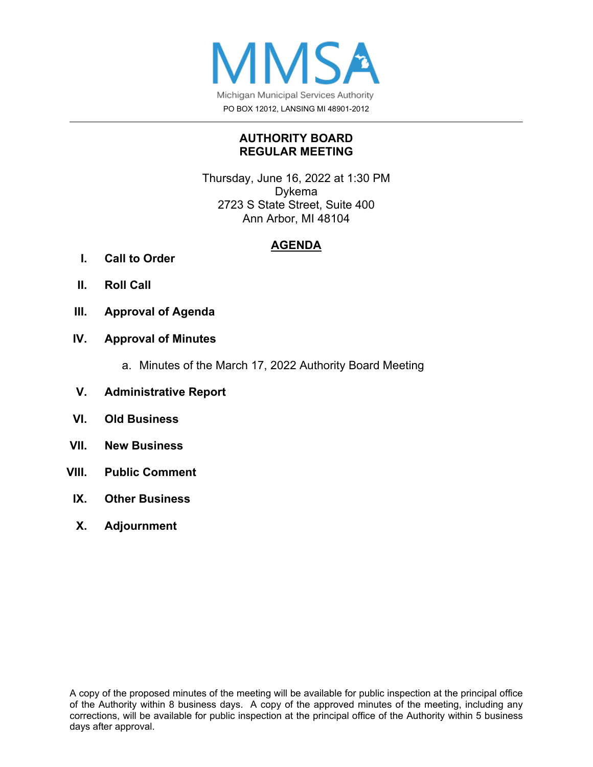MMSA

Michigan Municipal Services Authority

PO BOX 12012, LANSING MI 48901-2012

## AUTHORITY BOARD
## REGULAR MEETING

Thursday, June 16, 2022 at 1:30 PM
Dykema
2723 S State Street, Suite 400
Ann Arbor, MI 48104

## AGENDA

I. **Call to Order**

II. **Roll Call**

III. **Approval of Agenda**

IV. **Approval of Minutes**

   a. Minutes of the March 17, 2022 Authority Board Meeting

V. **Administrative Report**

VI. **Old Business**

VII. **New Business**

VIII. **Public Comment**

IX. **Other Business**

X. **Adjournment**

A copy of the proposed minutes of the meeting will be available for public inspection at the principal office of the Authority within 8 business days. A copy of the approved minutes of the meeting, including any corrections, will be available for public inspection at the principal office of the Authority within 5 business days after approval.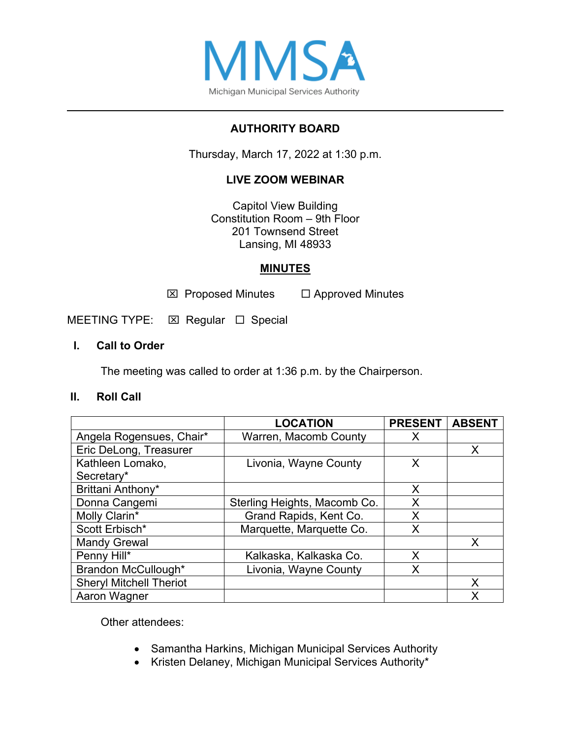MMSA

Michigan Municipal Services Authority

# AUTHORITY BOARD

Thursday, March 17, 2022 at 1:30 p.m.

**LIVE ZOOM WEBINAR**

Capitol View Building
Constitution Room – 9th Floor
201 Townsend Street
Lansing, MI 48933

## MINUTES

☒ Proposed Minutes ☐ Approved Minutes

MEETING TYPE: ☒ Regular ☐ Special

### I. Call to Order

The meeting was called to order at 1:36 p.m. by the Chairperson.

### II. Roll Call

| | LOCATION | PRESENT | ABSENT |
|---|---|---|---|
| Angela Rogensues, Chair* | Warren, Macomb County | X | |
| Eric DeLong, Treasurer | | | X |
| Kathleen Lomako, Secretary* | Livonia, Wayne County | X | |
| Brittani Anthony* | | X | |
| Donna Cangemi | Sterling Heights, Macomb Co. | X | |
| Molly Clarin* | Grand Rapids, Kent Co. | X | |
| Scott Erbisch* | Marquette, Marquette Co. | X | |
| Mandy Grewal | | | X |
| Penny Hill* | Kalkaska, Kalkaska Co. | X | |
| Brandon McCullough* | Livonia, Wayne County | X | |
| Sheryl Mitchell Theriot | | | X |
| Aaron Wagner | | | X |

Other attendees:

- Samantha Harkins, Michigan Municipal Services Authority
- Kristen Delaney, Michigan Municipal Services Authority*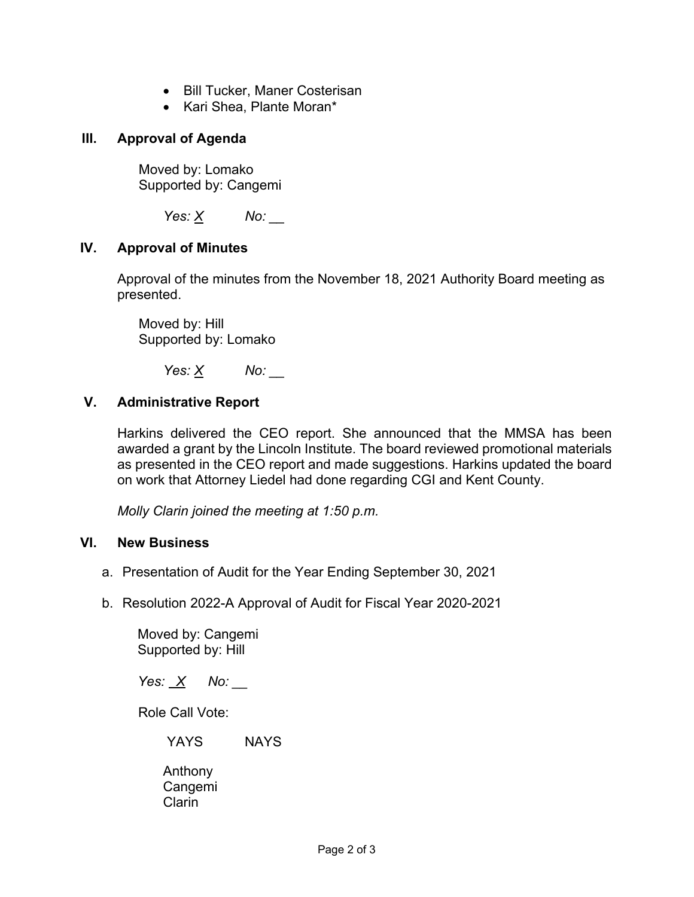- Bill Tucker, Maner Costerisan
- Kari Shea, Plante Moran*

## III. Approval of Agenda

Moved by: Lomako
Supported by: Cangemi

*Yes: X* *No: __*

## IV. Approval of Minutes

Approval of the minutes from the November 18, 2021 Authority Board meeting as presented.

Moved by: Hill
Supported by: Lomako

*Yes: X* *No: __*

## V. Administrative Report

Harkins delivered the CEO report. She announced that the MMSA has been awarded a grant by the Lincoln Institute. The board reviewed promotional materials as presented in the CEO report and made suggestions. Harkins updated the board on work that Attorney Liedel had done regarding CGI and Kent County.

*Molly Clarin joined the meeting at 1:50 p.m.*

## VI. New Business

a. Presentation of Audit for the Year Ending September 30, 2021

b. Resolution 2022-A Approval of Audit for Fiscal Year 2020-2021

Moved by: Cangemi
Supported by: Hill

*Yes: X* *No: __*

Role Call Vote:

| YAYS | NAYS |
|---|---|
| Anthony | |
| Cangemi | |
| Clarin | |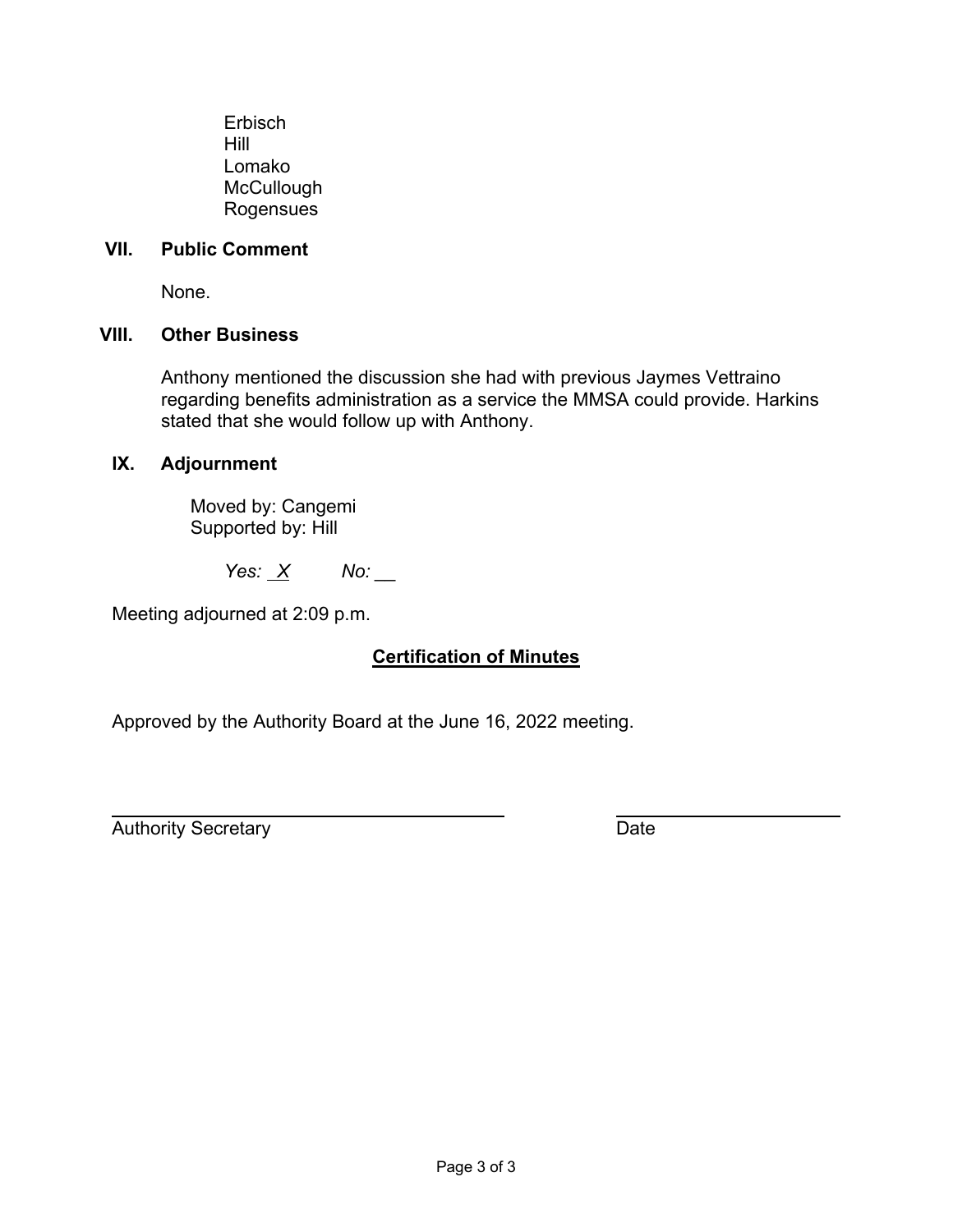Erbisch
Hill
Lomako
McCullough
Rogensues

## VII. Public Comment

None.

## VIII. Other Business

Anthony mentioned the discussion she had with previous Jaymes Vettraino regarding benefits administration as a service the MMSA could provide. Harkins stated that she would follow up with Anthony.

## IX. Adjournment

Moved by: Cangemi
Supported by: Hill

*Yes:* _X_ *No:* __

Meeting adjourned at 2:09 p.m.

## **Certification of Minutes**

Approved by the Authority Board at the June 16, 2022 meeting.

______________________________ ______________________

Authority Secretary Date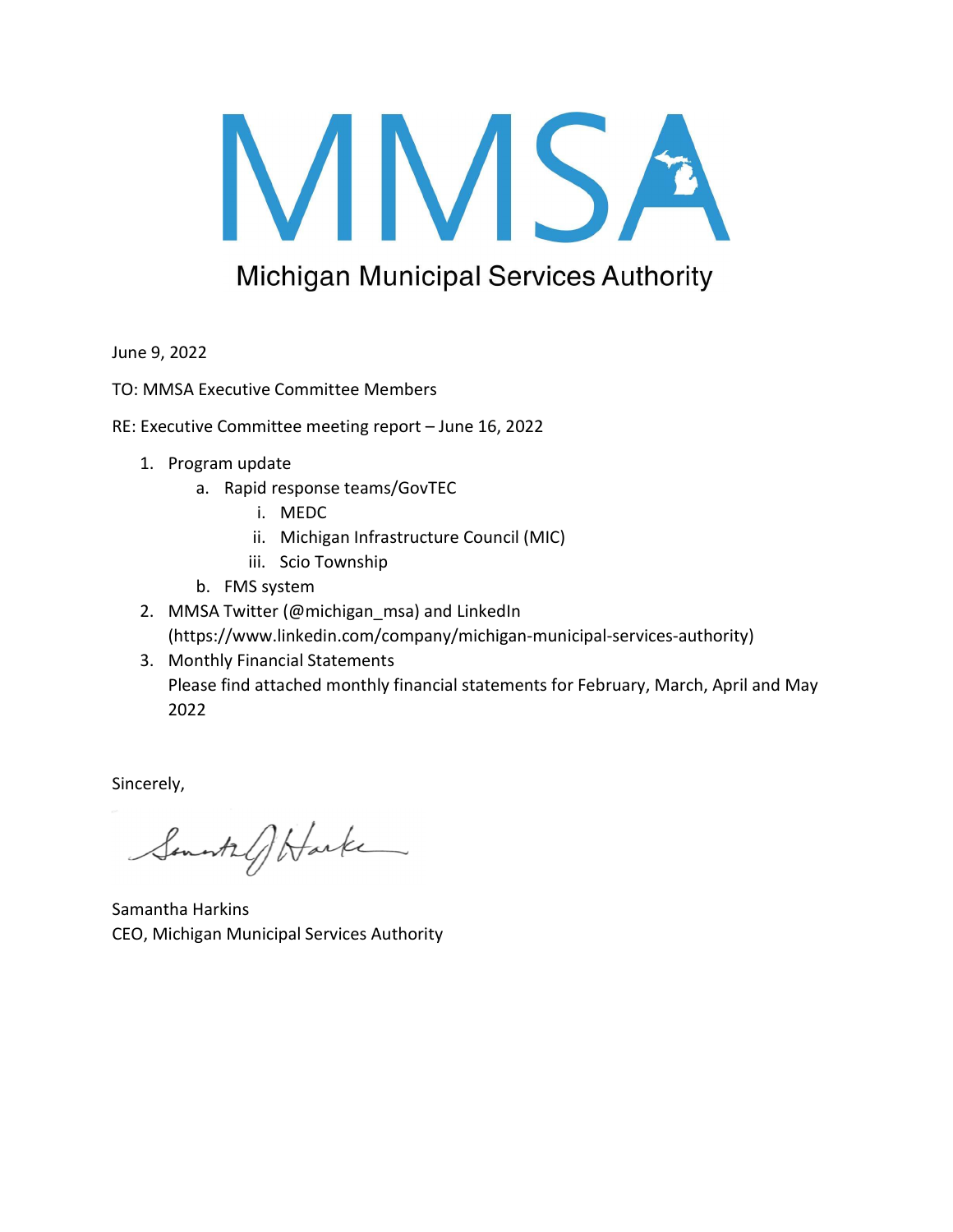# MMSA

## Michigan Municipal Services Authority

June 9, 2022

TO: MMSA Executive Committee Members

RE: Executive Committee meeting report – June 16, 2022

1. Program update
   a. Rapid response teams/GovTEC
      i. MEDC
      ii. Michigan Infrastructure Council (MIC)
      iii. Scio Township
   b. FMS system
2. MMSA Twitter (@michigan_msa) and LinkedIn (https://www.linkedin.com/company/michigan-municipal-services-authority)
3. Monthly Financial Statements
   Please find attached monthly financial statements for February, March, April and May 2022

Sincerely,

Samantha Harkins
CEO, Michigan Municipal Services Authority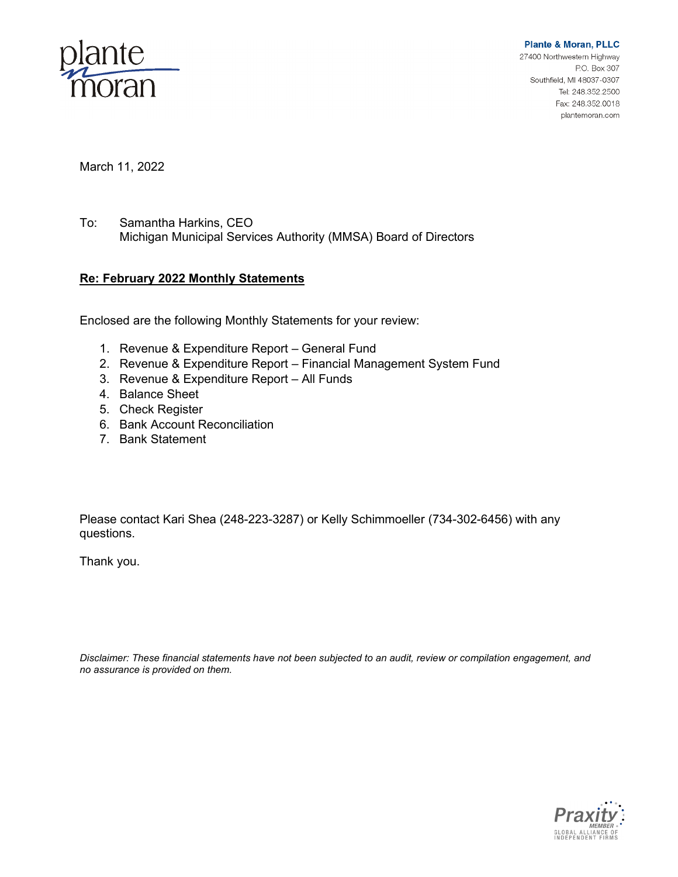plante moran

**Plante & Moran, PLLC**
27400 Northwestern Highway
P.O. Box 307
Southfield, MI 48037-0307
Tel: 248.352.2500
Fax: 248.352.0018
plantemoran.com

March 11, 2022

To: Samantha Harkins, CEO
Michigan Municipal Services Authority (MMSA) Board of Directors

**Re: February 2022 Monthly Statements**

Enclosed are the following Monthly Statements for your review:

1. Revenue & Expenditure Report – General Fund
2. Revenue & Expenditure Report – Financial Management System Fund
3. Revenue & Expenditure Report – All Funds
4. Balance Sheet
5. Check Register
6. Bank Account Reconciliation
7. Bank Statement

Please contact Kari Shea (248-223-3287) or Kelly Schimmoeller (734-302-6456) with any questions.

Thank you.

*Disclaimer: These financial statements have not been subjected to an audit, review or compilation engagement, and no assurance is provided on them.*

Praxity MEMBER
GLOBAL ALLIANCE OF INDEPENDENT FIRMS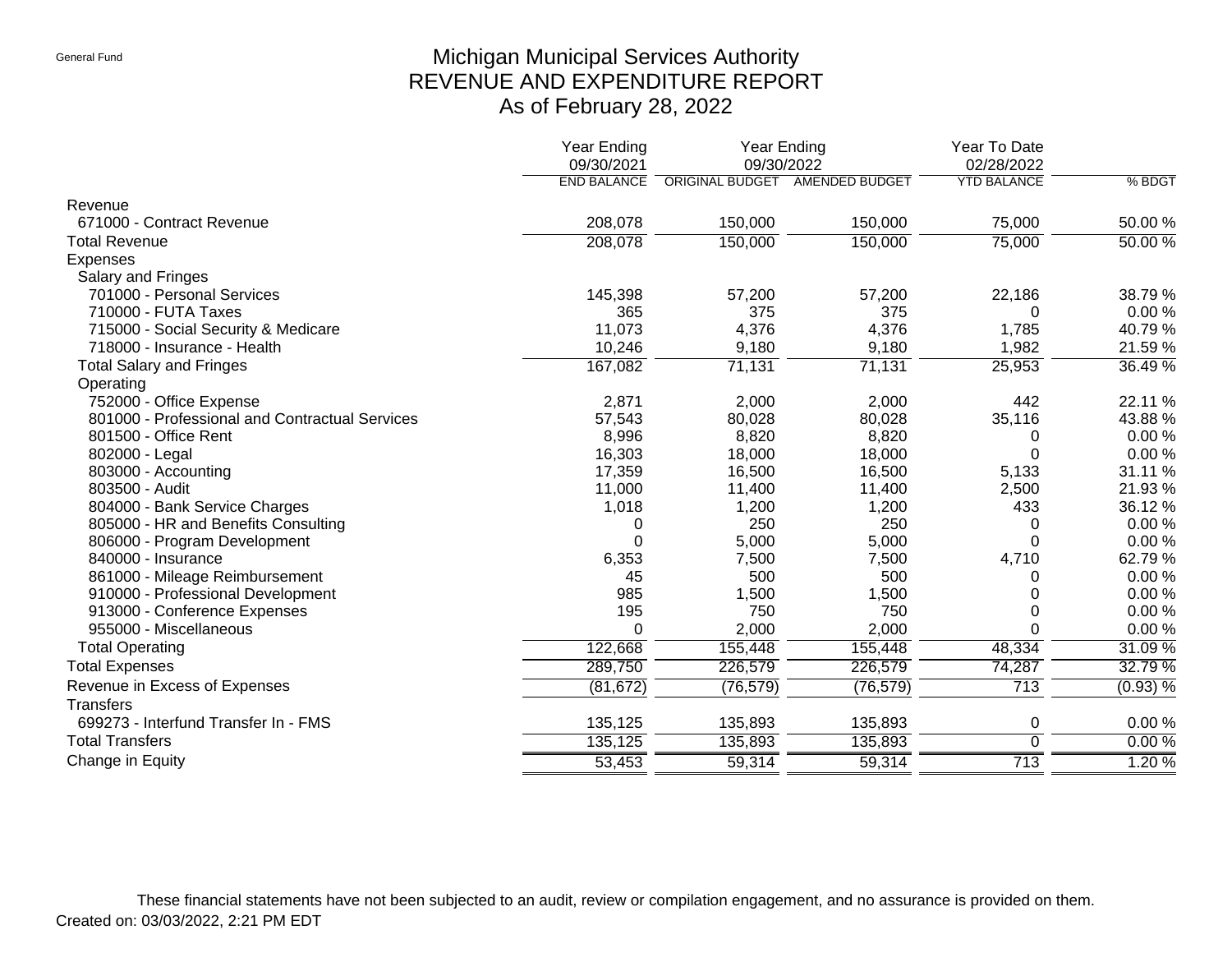General Fund

# Michigan Municipal Services Authority
## REVENUE AND EXPENDITURE REPORT
### As of February 28, 2022

| | Year Ending 09/30/2021 | Year Ending 09/30/2022 | | Year To Date 02/28/2022 | |
|---|---|---|---|---|---|
| | END BALANCE | ORIGINAL BUDGET | AMENDED BUDGET | YTD BALANCE | % BDGT |
| Revenue | | | | | |
| 671000 - Contract Revenue | 208,078 | 150,000 | 150,000 | 75,000 | 50.00 % |
| Total Revenue | 208,078 | 150,000 | 150,000 | 75,000 | 50.00 % |
| Expenses | | | | | |
| Salary and Fringes | | | | | |
| 701000 - Personal Services | 145,398 | 57,200 | 57,200 | 22,186 | 38.79 % |
| 710000 - FUTA Taxes | 365 | 375 | 375 | 0 | 0.00 % |
| 715000 - Social Security & Medicare | 11,073 | 4,376 | 4,376 | 1,785 | 40.79 % |
| 718000 - Insurance - Health | 10,246 | 9,180 | 9,180 | 1,982 | 21.59 % |
| Total Salary and Fringes | 167,082 | 71,131 | 71,131 | 25,953 | 36.49 % |
| Operating | | | | | |
| 752000 - Office Expense | 2,871 | 2,000 | 2,000 | 442 | 22.11 % |
| 801000 - Professional and Contractual Services | 57,543 | 80,028 | 80,028 | 35,116 | 43.88 % |
| 801500 - Office Rent | 8,996 | 8,820 | 8,820 | 0 | 0.00 % |
| 802000 - Legal | 16,303 | 18,000 | 18,000 | 0 | 0.00 % |
| 803000 - Accounting | 17,359 | 16,500 | 16,500 | 5,133 | 31.11 % |
| 803500 - Audit | 11,000 | 11,400 | 11,400 | 2,500 | 21.93 % |
| 804000 - Bank Service Charges | 1,018 | 1,200 | 1,200 | 433 | 36.12 % |
| 805000 - HR and Benefits Consulting | 0 | 250 | 250 | 0 | 0.00 % |
| 806000 - Program Development | 0 | 5,000 | 5,000 | 0 | 0.00 % |
| 840000 - Insurance | 6,353 | 7,500 | 7,500 | 4,710 | 62.79 % |
| 861000 - Mileage Reimbursement | 45 | 500 | 500 | 0 | 0.00 % |
| 910000 - Professional Development | 985 | 1,500 | 1,500 | 0 | 0.00 % |
| 913000 - Conference Expenses | 195 | 750 | 750 | 0 | 0.00 % |
| 955000 - Miscellaneous | 0 | 2,000 | 2,000 | 0 | 0.00 % |
| Total Operating | 122,668 | 155,448 | 155,448 | 48,334 | 31.09 % |
| Total Expenses | 289,750 | 226,579 | 226,579 | 74,287 | 32.79 % |
| Revenue in Excess of Expenses | (81,672) | (76,579) | (76,579) | 713 | (0.93) % |
| Transfers | | | | | |
| 699273 - Interfund Transfer In - FMS | 135,125 | 135,893 | 135,893 | 0 | 0.00 % |
| Total Transfers | 135,125 | 135,893 | 135,893 | 0 | 0.00 % |
| Change in Equity | 53,453 | 59,314 | 59,314 | 713 | 1.20 % |

These financial statements have not been subjected to an audit, review or compilation engagement, and no assurance is provided on them.

Created on: 03/03/2022, 2:21 PM EDT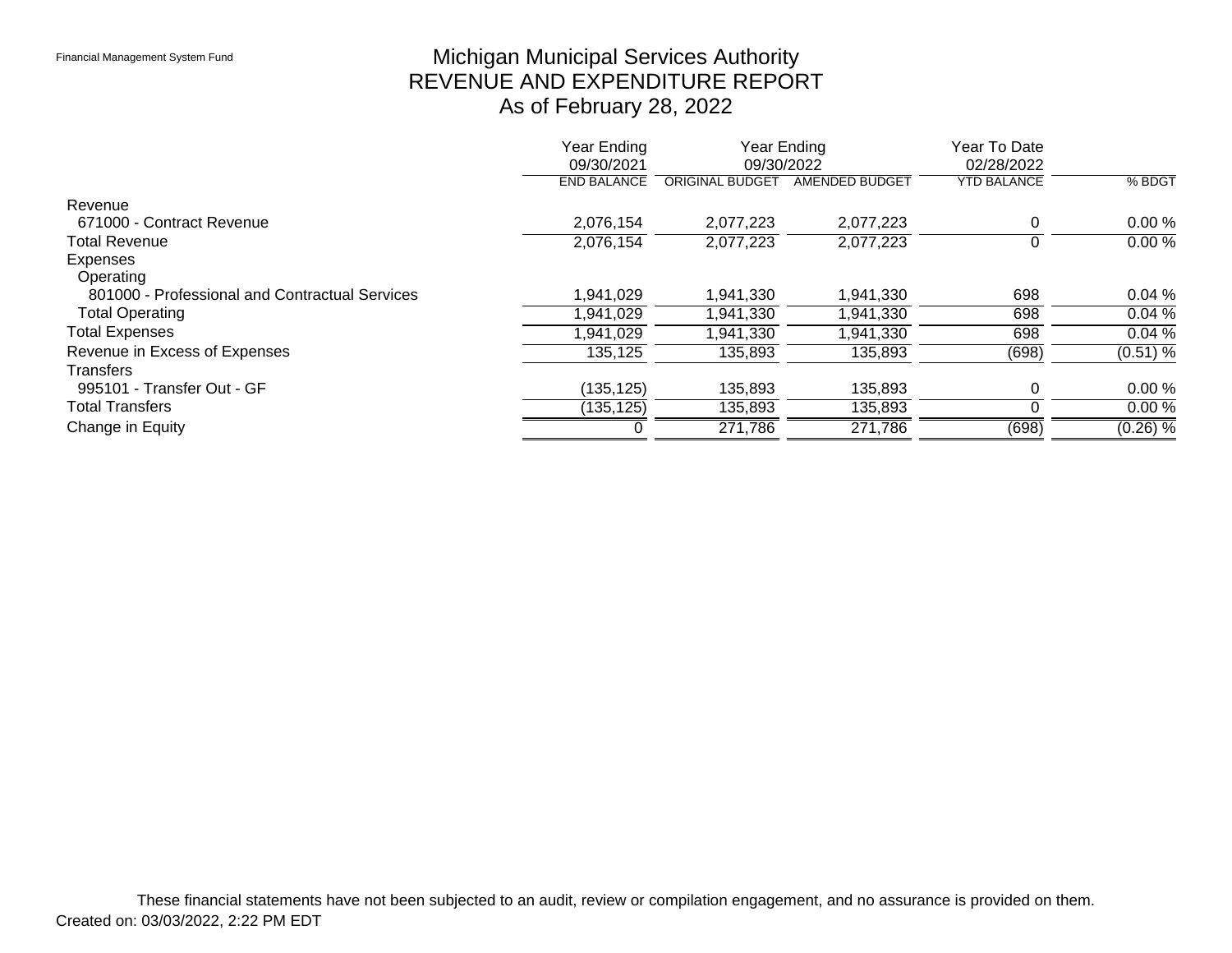Financial Management System Fund

# Michigan Municipal Services Authority
## REVENUE AND EXPENDITURE REPORT
### As of February 28, 2022

| | Year Ending 09/30/2021 | Year Ending 09/30/2022 | | Year To Date 02/28/2022 | |
|---|---|---|---|---|---|
| | END BALANCE | ORIGINAL BUDGET | AMENDED BUDGET | YTD BALANCE | % BDGT |
| Revenue | | | | | |
| 671000 - Contract Revenue | 2,076,154 | 2,077,223 | 2,077,223 | 0 | 0.00 % |
| Total Revenue | 2,076,154 | 2,077,223 | 2,077,223 | 0 | 0.00 % |
| Expenses | | | | | |
| Operating | | | | | |
| 801000 - Professional and Contractual Services | 1,941,029 | 1,941,330 | 1,941,330 | 698 | 0.04 % |
| Total Operating | 1,941,029 | 1,941,330 | 1,941,330 | 698 | 0.04 % |
| Total Expenses | 1,941,029 | 1,941,330 | 1,941,330 | 698 | 0.04 % |
| Revenue in Excess of Expenses | 135,125 | 135,893 | 135,893 | (698) | (0.51) % |
| Transfers | | | | | |
| 995101 - Transfer Out - GF | (135,125) | 135,893 | 135,893 | 0 | 0.00 % |
| Total Transfers | (135,125) | 135,893 | 135,893 | 0 | 0.00 % |
| Change in Equity | 0 | 271,786 | 271,786 | (698) | (0.26) % |

These financial statements have not been subjected to an audit, review or compilation engagement, and no assurance is provided on them.

Created on: 03/03/2022, 2:22 PM EDT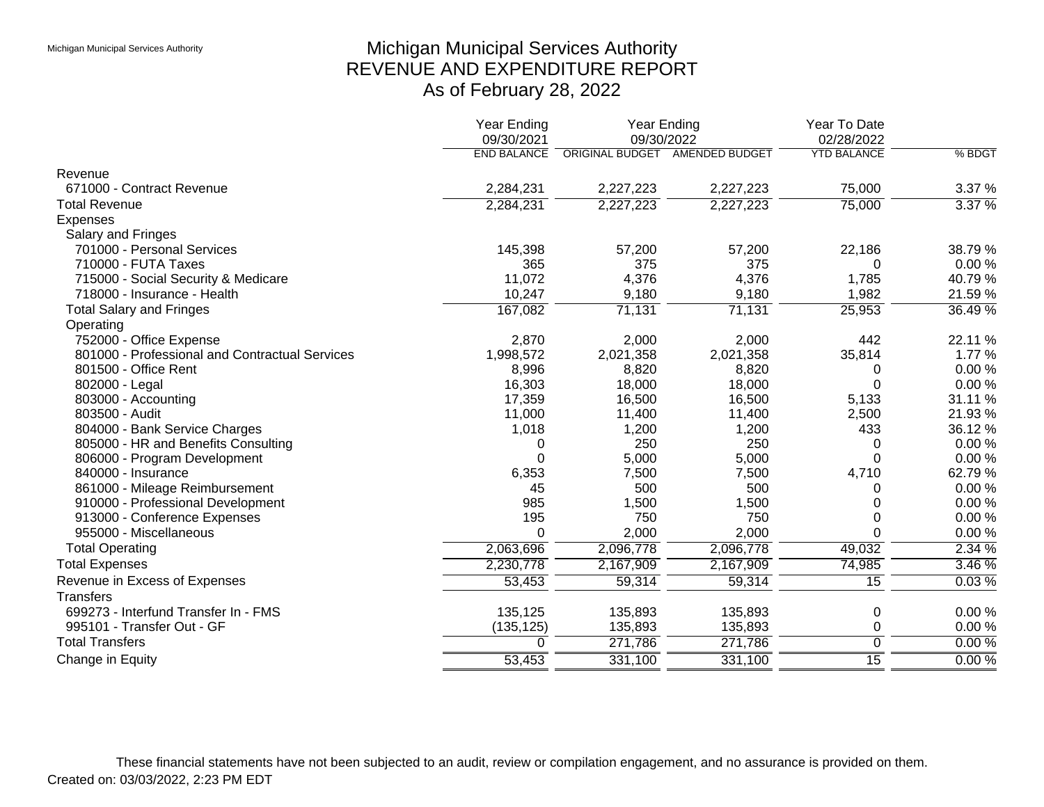# Michigan Municipal Services Authority
## REVENUE AND EXPENDITURE REPORT
### As of February 28, 2022

| | Year Ending 09/30/2021 | Year Ending 09/30/2022 | | Year To Date 02/28/2022 | |
|---|---|---|---|---|---|
| | END BALANCE | ORIGINAL BUDGET | AMENDED BUDGET | YTD BALANCE | % BDGT |
| **Revenue** | | | | | |
| 671000 - Contract Revenue | 2,284,231 | 2,227,223 | 2,227,223 | 75,000 | 3.37 % |
| **Total Revenue** | 2,284,231 | 2,227,223 | 2,227,223 | 75,000 | 3.37 % |
| **Expenses** | | | | | |
| Salary and Fringes | | | | | |
| 701000 - Personal Services | 145,398 | 57,200 | 57,200 | 22,186 | 38.79 % |
| 710000 - FUTA Taxes | 365 | 375 | 375 | 0 | 0.00 % |
| 715000 - Social Security & Medicare | 11,072 | 4,376 | 4,376 | 1,785 | 40.79 % |
| 718000 - Insurance - Health | 10,247 | 9,180 | 9,180 | 1,982 | 21.59 % |
| Total Salary and Fringes | 167,082 | 71,131 | 71,131 | 25,953 | 36.49 % |
| Operating | | | | | |
| 752000 - Office Expense | 2,870 | 2,000 | 2,000 | 442 | 22.11 % |
| 801000 - Professional and Contractual Services | 1,998,572 | 2,021,358 | 2,021,358 | 35,814 | 1.77 % |
| 801500 - Office Rent | 8,996 | 8,820 | 8,820 | 0 | 0.00 % |
| 802000 - Legal | 16,303 | 18,000 | 18,000 | 0 | 0.00 % |
| 803000 - Accounting | 17,359 | 16,500 | 16,500 | 5,133 | 31.11 % |
| 803500 - Audit | 11,000 | 11,400 | 11,400 | 2,500 | 21.93 % |
| 804000 - Bank Service Charges | 1,018 | 1,200 | 1,200 | 433 | 36.12 % |
| 805000 - HR and Benefits Consulting | 0 | 250 | 250 | 0 | 0.00 % |
| 806000 - Program Development | 0 | 5,000 | 5,000 | 0 | 0.00 % |
| 840000 - Insurance | 6,353 | 7,500 | 7,500 | 4,710 | 62.79 % |
| 861000 - Mileage Reimbursement | 45 | 500 | 500 | 0 | 0.00 % |
| 910000 - Professional Development | 985 | 1,500 | 1,500 | 0 | 0.00 % |
| 913000 - Conference Expenses | 195 | 750 | 750 | 0 | 0.00 % |
| 955000 - Miscellaneous | 0 | 2,000 | 2,000 | 0 | 0.00 % |
| Total Operating | 2,063,696 | 2,096,778 | 2,096,778 | 49,032 | 2.34 % |
| **Total Expenses** | 2,230,778 | 2,167,909 | 2,167,909 | 74,985 | 3.46 % |
| **Revenue in Excess of Expenses** | 53,453 | 59,314 | 59,314 | 15 | 0.03 % |
| **Transfers** | | | | | |
| 699273 - Interfund Transfer In - FMS | 135,125 | 135,893 | 135,893 | 0 | 0.00 % |
| 995101 - Transfer Out - GF | (135,125) | 135,893 | 135,893 | 0 | 0.00 % |
| **Total Transfers** | 0 | 271,786 | 271,786 | 0 | 0.00 % |
| **Change in Equity** | 53,453 | 331,100 | 331,100 | 15 | 0.00 % |

These financial statements have not been subjected to an audit, review or compilation engagement, and no assurance is provided on them.

Created on: 03/03/2022, 2:23 PM EDT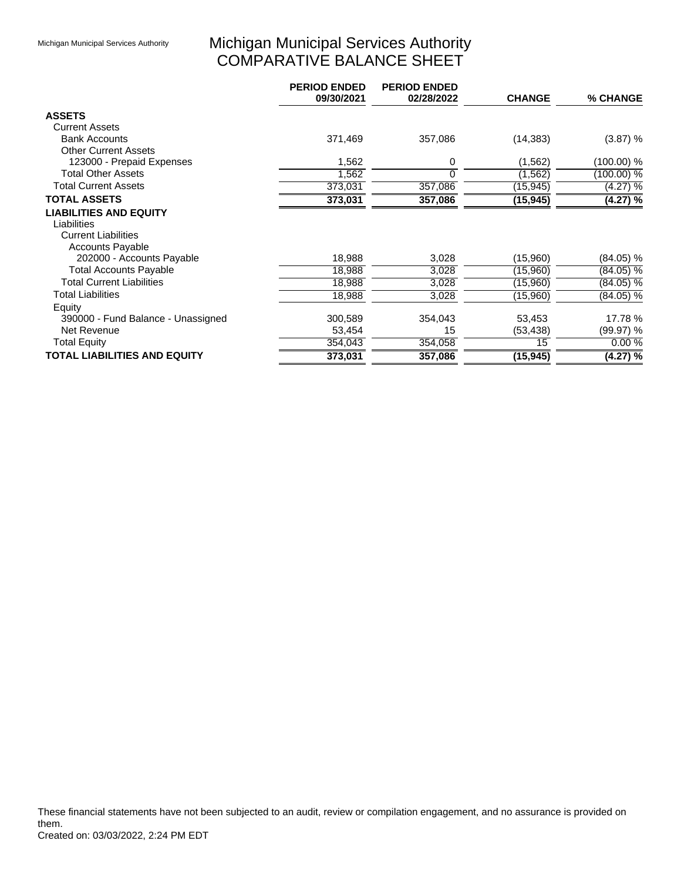# Michigan Municipal Services Authority
## COMPARATIVE BALANCE SHEET

| | PERIOD ENDED 09/30/2021 | PERIOD ENDED 02/28/2022 | CHANGE | % CHANGE |
|---|---|---|---|---|
| **ASSETS** | | | | |
| Current Assets | | | | |
| Bank Accounts | 371,469 | 357,086 | (14,383) | (3.87) % |
| Other Current Assets | | | | |
| 123000 - Prepaid Expenses | 1,562 | 0 | (1,562) | (100.00) % |
| Total Other Assets | 1,562 | 0 | (1,562) | (100.00) % |
| Total Current Assets | 373,031 | 357,086 | (15,945) | (4.27) % |
| **TOTAL ASSETS** | **373,031** | **357,086** | **(15,945)** | **(4.27) %** |
| **LIABILITIES AND EQUITY** | | | | |
| Liabilities | | | | |
| Current Liabilities | | | | |
| Accounts Payable | | | | |
| 202000 - Accounts Payable | 18,988 | 3,028 | (15,960) | (84.05) % |
| Total Accounts Payable | 18,988 | 3,028 | (15,960) | (84.05) % |
| Total Current Liabilities | 18,988 | 3,028 | (15,960) | (84.05) % |
| Total Liabilities | 18,988 | 3,028 | (15,960) | (84.05) % |
| Equity | | | | |
| 390000 - Fund Balance - Unassigned | 300,589 | 354,043 | 53,453 | 17.78 % |
| Net Revenue | 53,454 | 15 | (53,438) | (99.97) % |
| Total Equity | 354,043 | 354,058 | 15 | 0.00 % |
| **TOTAL LIABILITIES AND EQUITY** | **373,031** | **357,086** | **(15,945)** | **(4.27) %** |

These financial statements have not been subjected to an audit, review or compilation engagement, and no assurance is provided on them.

Created on: 03/03/2022, 2:24 PM EDT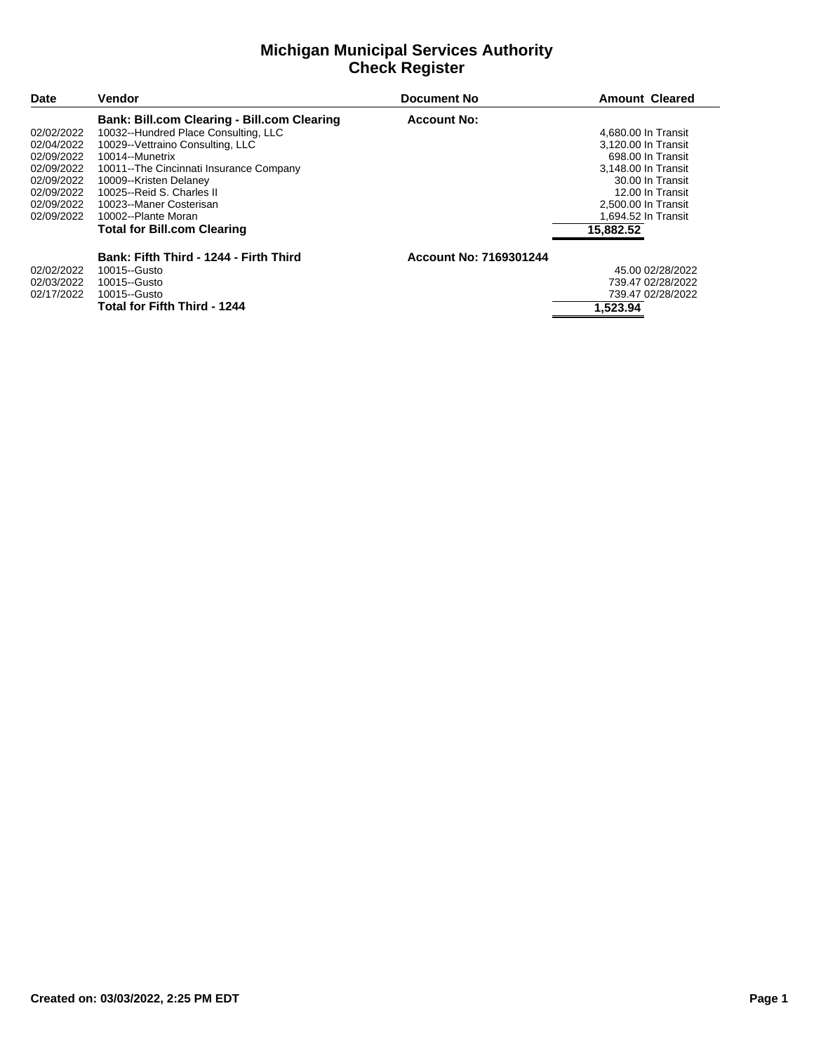# Michigan Municipal Services Authority
## Check Register

| Date | Vendor | Document No | Amount | Cleared |
|---|---|---|---|---|
| | **Bank: Bill.com Clearing - Bill.com Clearing** | **Account No:** | | |
| 02/02/2022 | 10032--Hundred Place Consulting, LLC | | 4,680.00 | In Transit |
| 02/04/2022 | 10029--Vettraino Consulting, LLC | | 3,120.00 | In Transit |
| 02/09/2022 | 10014--Munetrix | | 698.00 | In Transit |
| 02/09/2022 | 10011--The Cincinnati Insurance Company | | 3,148.00 | In Transit |
| 02/09/2022 | 10009--Kristen Delaney | | 30.00 | In Transit |
| 02/09/2022 | 10025--Reid S. Charles II | | 12.00 | In Transit |
| 02/09/2022 | 10023--Maner Costerisan | | 2,500.00 | In Transit |
| 02/09/2022 | 10002--Plante Moran | | 1,694.52 | In Transit |
| | **Total for Bill.com Clearing** | | **15,882.52** | |
| | **Bank: Fifth Third - 1244 - Firth Third** | **Account No: 7169301244** | | |
| 02/02/2022 | 10015--Gusto | | 45.00 | 02/28/2022 |
| 02/03/2022 | 10015--Gusto | | 739.47 | 02/28/2022 |
| 02/17/2022 | 10015--Gusto | | 739.47 | 02/28/2022 |
| | **Total for Fifth Third - 1244** | | **1,523.94** | |

**Created on: 03/03/2022, 2:25 PM EDT**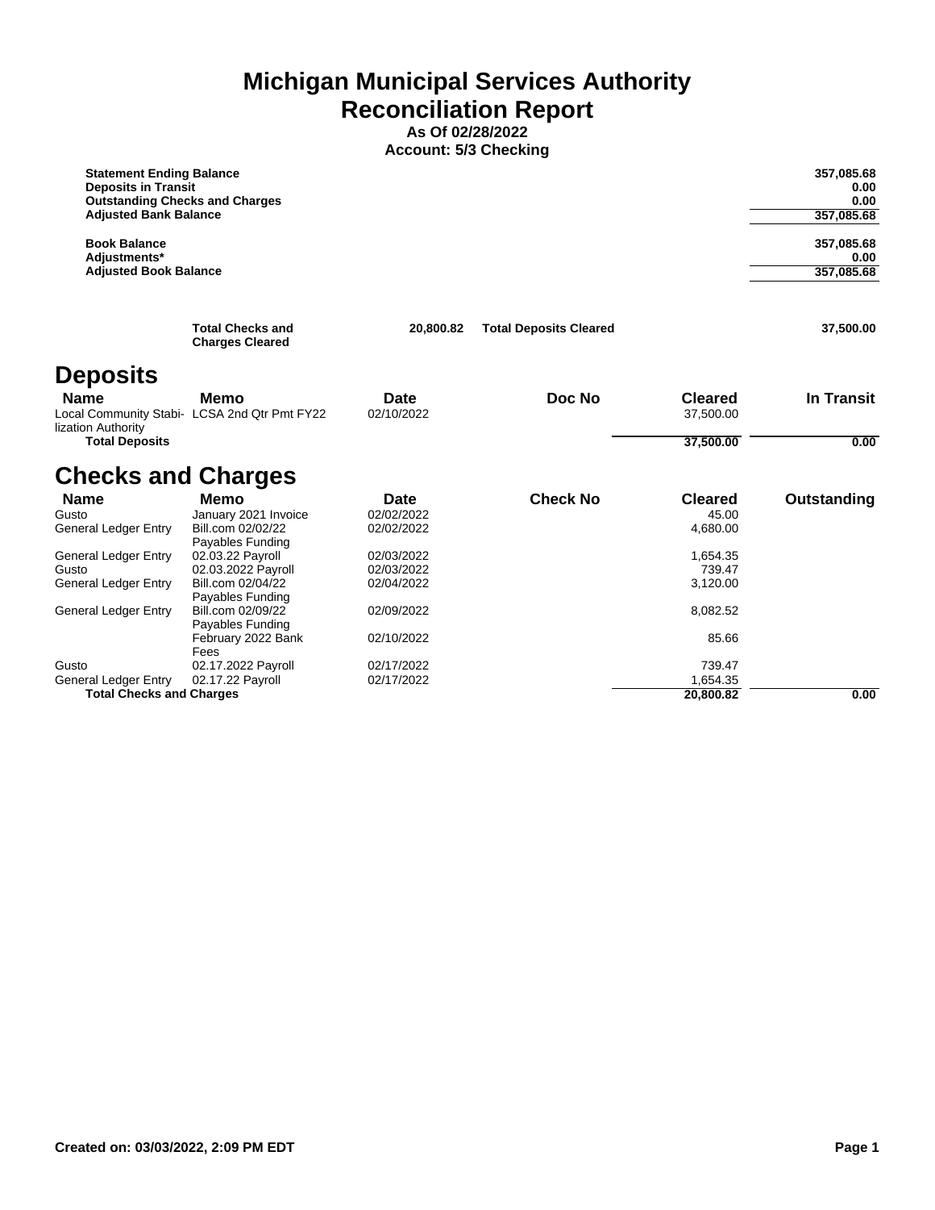# Michigan Municipal Services Authority
# Reconciliation Report

**As Of 02/28/2022**

**Account: 5/3 Checking**

| | |
|---|---:|
| **Statement Ending Balance** | **357,085.68** |
| **Deposits in Transit** | **0.00** |
| **Outstanding Checks and Charges** | **0.00** |
| **Adjusted Bank Balance** | **357,085.68** |
| | |
| **Book Balance** | **357,085.68** |
| **Adjustments*** | **0.00** |
| **Adjusted Book Balance** | **357,085.68** |

| | | | |
|---|---:|---|---:|
| **Total Checks and Charges Cleared** | **20,800.82** | **Total Deposits Cleared** | **37,500.00** |

## Deposits

| Name | Memo | Date | Doc No | Cleared | In Transit |
|---|---|---|---|---:|---:|
| Local Community Stabilization Authority | LCSA 2nd Qtr Pmt FY22 | 02/10/2022 | | 37,500.00 | |
| **Total Deposits** | | | | **37,500.00** | **0.00** |

## Checks and Charges

| Name | Memo | Date | Check No | Cleared | Outstanding |
|---|---|---|---|---:|---:|
| Gusto | January 2021 Invoice | 02/02/2022 | | 45.00 | |
| General Ledger Entry | Bill.com 02/02/22 Payables Funding | 02/02/2022 | | 4,680.00 | |
| General Ledger Entry | 02.03.22 Payroll | 02/03/2022 | | 1,654.35 | |
| Gusto | 02.03.2022 Payroll | 02/03/2022 | | 739.47 | |
| General Ledger Entry | Bill.com 02/04/22 Payables Funding | 02/04/2022 | | 3,120.00 | |
| General Ledger Entry | Bill.com 02/09/22 Payables Funding | 02/09/2022 | | 8,082.52 | |
| | February 2022 Bank Fees | 02/10/2022 | | 85.66 | |
| Gusto | 02.17.2022 Payroll | 02/17/2022 | | 739.47 | |
| General Ledger Entry | 02.17.22 Payroll | 02/17/2022 | | 1,654.35 | |
| **Total Checks and Charges** | | | | **20,800.82** | **0.00** |

**Created on: 03/03/2022, 2:09 PM EDT**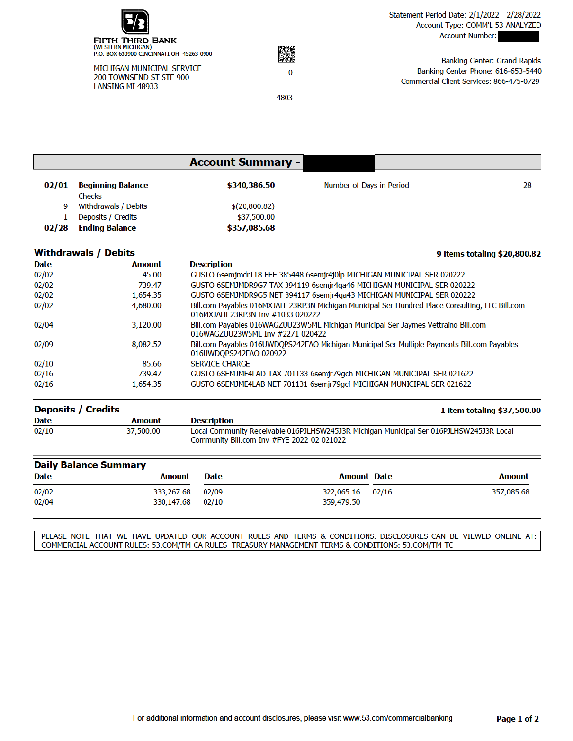**FIFTH THIRD BANK**
(WESTERN MICHIGAN)
P.O. BOX 630900 CINCINNATI OH 45263-0900

MICHIGAN MUNICIPAL SERVICE
200 TOWNSEND ST STE 900
LANSING MI 48933

0

4803

Statement Period Date: 2/1/2022 - 2/28/2022
Account Type: COMM'L 53 ANALYZED
Account Number:

Banking Center: Grand Rapids
Banking Center Phone: 616-653-5440
Commercial Client Services: 866-475-0729

## Account Summary -

| | | | | |
|---|---|---|---|---|
| 02/01 | **Beginning Balance** | **$340,386.50** | Number of Days in Period | 28 |
| | Checks | | | |
| 9 | Withdrawals / Debits | $(20,800.82) | | |
| 1 | Deposits / Credits | $37,500.00 | | |
| 02/28 | **Ending Balance** | **$357,085.68** | | |

## Withdrawals / Debits

**9 items totaling $20,800.82**

| Date | Amount | Description |
|---|---|---|
| 02/02 | 45.00 | GUSTO 6semjmdr118 FEE 385448 6semjr4j0lp MICHIGAN MUNICIPAL SER 020222 |
| 02/02 | 739.47 | GUSTO 6SEMJMDR9G7 TAX 394119 6semjr4qa46 MICHIGAN MUNICIPAL SER 020222 |
| 02/02 | 1,654.35 | GUSTO 6SEMJMDR9G5 NET 394117 6semjr4qa43 MICHIGAN MUNICIPAL SER 020222 |
| 02/02 | 4,680.00 | Bill.com Payables 016MXJAHE23RP3N Michigan Municipal Ser Hundred Place Consulting, LLC Bill.com 016MXJAHE23RP3N Inv #1033 020222 |
| 02/04 | 3,120.00 | Bill.com Payables 016WAGZUU23W5ML Michigan Municipal Ser Jaymes Vettraino Bill.com 016WAGZUU23W5ML Inv #2271 020422 |
| 02/09 | 8,082.52 | Bill.com Payables 016UWDQPS242FAO Michigan Municipal Ser Multiple Payments Bill.com Payables 016UWDQPS242FAO 020922 |
| 02/10 | 85.66 | SERVICE CHARGE |
| 02/16 | 739.47 | GUSTO 6SEMJME4LAD TAX 701133 6semjr79gch MICHIGAN MUNICIPAL SER 021622 |
| 02/16 | 1,654.35 | GUSTO 6SEMJME4LAB NET 701131 6semjr79gcf MICHIGAN MUNICIPAL SER 021622 |

## Deposits / Credits

**1 item totaling $37,500.00**

| Date | Amount | Description |
|---|---|---|
| 02/10 | 37,500.00 | Local Community Receivable 016PJLHSW245J3R Michigan Municipal Ser 016PJLHSW245J3R Local Community Bill.com Inv #FYE 2022-02 021022 |

## Daily Balance Summary

| Date | Amount | Date | Amount | Date | Amount |
|---|---|---|---|---|---|
| 02/02 | 333,267.68 | 02/09 | 322,065.16 | 02/16 | 357,085.68 |
| 02/04 | 330,147.68 | 02/10 | 359,479.50 | | |

PLEASE NOTE THAT WE HAVE UPDATED OUR ACCOUNT RULES AND TERMS & CONDITIONS. DISCLOSURES CAN BE VIEWED ONLINE AT: COMMERCIAL ACCOUNT RULES: 53.COM/TM-CA-RULES TREASURY MANAGEMENT TERMS & CONDITIONS: 53.COM/TM-TC

For additional information and account disclosures, please visit www.53.com/commercialbanking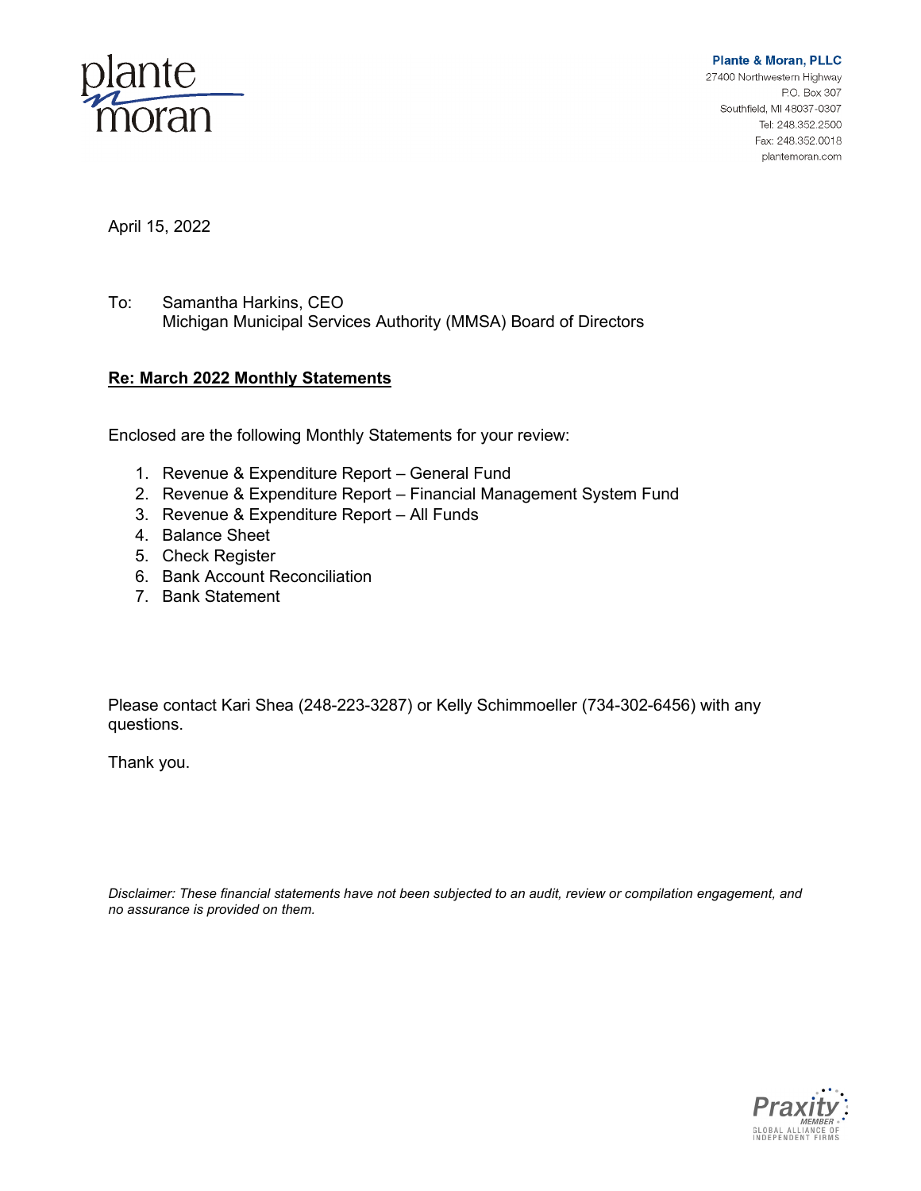plante moran

**Plante & Moran, PLLC**
27400 Northwestern Highway
P.O. Box 307
Southfield, MI 48037-0307
Tel: 248.352.2500
Fax: 248.352.0018
plantemoran.com

April 15, 2022

To: Samantha Harkins, CEO
Michigan Municipal Services Authority (MMSA) Board of Directors

**Re: March 2022 Monthly Statements**

Enclosed are the following Monthly Statements for your review:

1. Revenue & Expenditure Report – General Fund
2. Revenue & Expenditure Report – Financial Management System Fund
3. Revenue & Expenditure Report – All Funds
4. Balance Sheet
5. Check Register
6. Bank Account Reconciliation
7. Bank Statement

Please contact Kari Shea (248-223-3287) or Kelly Schimmoeller (734-302-6456) with any questions.

Thank you.

*Disclaimer: These financial statements have not been subjected to an audit, review or compilation engagement, and no assurance is provided on them.*

Praxity MEMBER
GLOBAL ALLIANCE OF INDEPENDENT FIRMS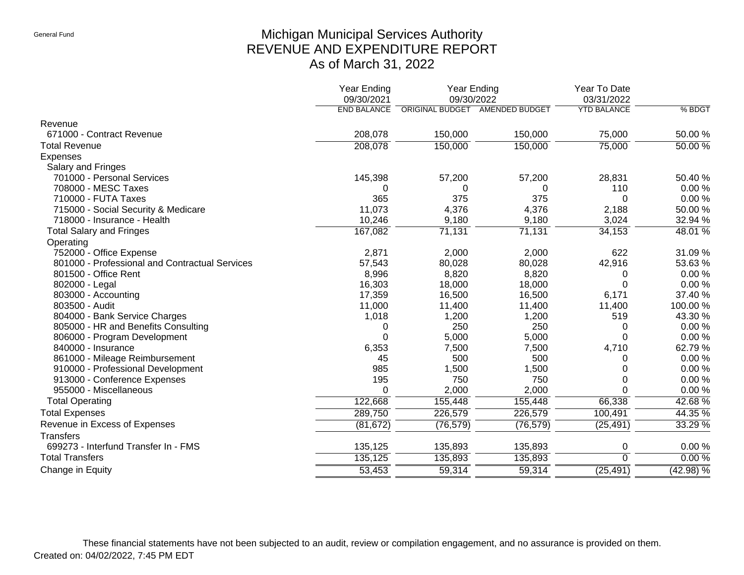General Fund

# Michigan Municipal Services Authority
## REVENUE AND EXPENDITURE REPORT
### As of March 31, 2022

| | Year Ending 09/30/2021 | Year Ending 09/30/2022 | | Year To Date 03/31/2022 | |
|---|---|---|---|---|---|
| | END BALANCE | ORIGINAL BUDGET | AMENDED BUDGET | YTD BALANCE | % BDGT |
| **Revenue** | | | | | |
| 671000 - Contract Revenue | 208,078 | 150,000 | 150,000 | 75,000 | 50.00 % |
| **Total Revenue** | 208,078 | 150,000 | 150,000 | 75,000 | 50.00 % |
| **Expenses** | | | | | |
| Salary and Fringes | | | | | |
| 701000 - Personal Services | 145,398 | 57,200 | 57,200 | 28,831 | 50.40 % |
| 708000 - MESC Taxes | 0 | 0 | 0 | 110 | 0.00 % |
| 710000 - FUTA Taxes | 365 | 375 | 375 | 0 | 0.00 % |
| 715000 - Social Security & Medicare | 11,073 | 4,376 | 4,376 | 2,188 | 50.00 % |
| 718000 - Insurance - Health | 10,246 | 9,180 | 9,180 | 3,024 | 32.94 % |
| Total Salary and Fringes | 167,082 | 71,131 | 71,131 | 34,153 | 48.01 % |
| Operating | | | | | |
| 752000 - Office Expense | 2,871 | 2,000 | 2,000 | 622 | 31.09 % |
| 801000 - Professional and Contractual Services | 57,543 | 80,028 | 80,028 | 42,916 | 53.63 % |
| 801500 - Office Rent | 8,996 | 8,820 | 8,820 | 0 | 0.00 % |
| 802000 - Legal | 16,303 | 18,000 | 18,000 | 0 | 0.00 % |
| 803000 - Accounting | 17,359 | 16,500 | 16,500 | 6,171 | 37.40 % |
| 803500 - Audit | 11,000 | 11,400 | 11,400 | 11,400 | 100.00 % |
| 804000 - Bank Service Charges | 1,018 | 1,200 | 1,200 | 519 | 43.30 % |
| 805000 - HR and Benefits Consulting | 0 | 250 | 250 | 0 | 0.00 % |
| 806000 - Program Development | 0 | 5,000 | 5,000 | 0 | 0.00 % |
| 840000 - Insurance | 6,353 | 7,500 | 7,500 | 4,710 | 62.79 % |
| 861000 - Mileage Reimbursement | 45 | 500 | 500 | 0 | 0.00 % |
| 910000 - Professional Development | 985 | 1,500 | 1,500 | 0 | 0.00 % |
| 913000 - Conference Expenses | 195 | 750 | 750 | 0 | 0.00 % |
| 955000 - Miscellaneous | 0 | 2,000 | 2,000 | 0 | 0.00 % |
| Total Operating | 122,668 | 155,448 | 155,448 | 66,338 | 42.68 % |
| **Total Expenses** | 289,750 | 226,579 | 226,579 | 100,491 | 44.35 % |
| **Revenue in Excess of Expenses** | (81,672) | (76,579) | (76,579) | (25,491) | 33.29 % |
| **Transfers** | | | | | |
| 699273 - Interfund Transfer In - FMS | 135,125 | 135,893 | 135,893 | 0 | 0.00 % |
| **Total Transfers** | 135,125 | 135,893 | 135,893 | 0 | 0.00 % |
| **Change in Equity** | 53,453 | 59,314 | 59,314 | (25,491) | (42.98) % |

These financial statements have not been subjected to an audit, review or compilation engagement, and no assurance is provided on them.

Created on: 04/02/2022, 7:45 PM EDT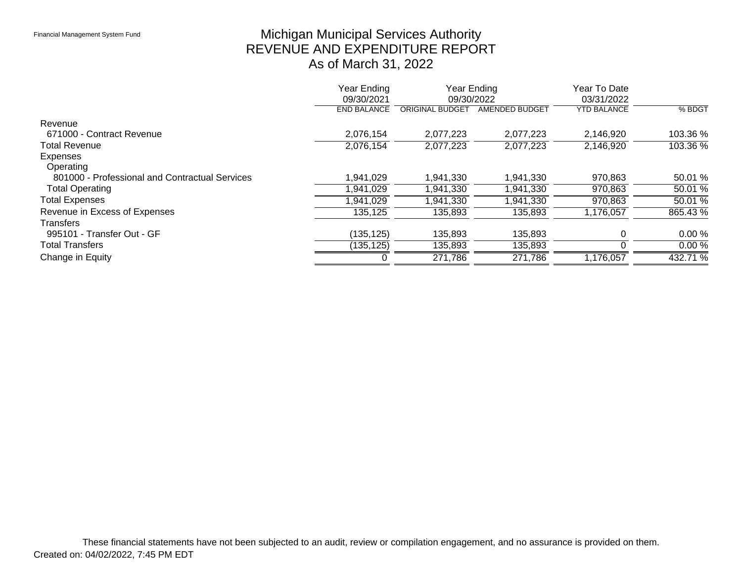Financial Management System Fund

# Michigan Municipal Services Authority
## REVENUE AND EXPENDITURE REPORT
### As of March 31, 2022

| | Year Ending 09/30/2021 | Year Ending 09/30/2022 | | Year To Date 03/31/2022 | |
|---|---|---|---|---|---|
| | END BALANCE | ORIGINAL BUDGET | AMENDED BUDGET | YTD BALANCE | % BDGT |
| Revenue | | | | | |
| 671000 - Contract Revenue | 2,076,154 | 2,077,223 | 2,077,223 | 2,146,920 | 103.36 % |
| Total Revenue | 2,076,154 | 2,077,223 | 2,077,223 | 2,146,920 | 103.36 % |
| Expenses | | | | | |
| Operating | | | | | |
| 801000 - Professional and Contractual Services | 1,941,029 | 1,941,330 | 1,941,330 | 970,863 | 50.01 % |
| Total Operating | 1,941,029 | 1,941,330 | 1,941,330 | 970,863 | 50.01 % |
| Total Expenses | 1,941,029 | 1,941,330 | 1,941,330 | 970,863 | 50.01 % |
| Revenue in Excess of Expenses | 135,125 | 135,893 | 135,893 | 1,176,057 | 865.43 % |
| Transfers | | | | | |
| 995101 - Transfer Out - GF | (135,125) | 135,893 | 135,893 | 0 | 0.00 % |
| Total Transfers | (135,125) | 135,893 | 135,893 | 0 | 0.00 % |
| Change in Equity | 0 | 271,786 | 271,786 | 1,176,057 | 432.71 % |

These financial statements have not been subjected to an audit, review or compilation engagement, and no assurance is provided on them.

Created on: 04/02/2022, 7:45 PM EDT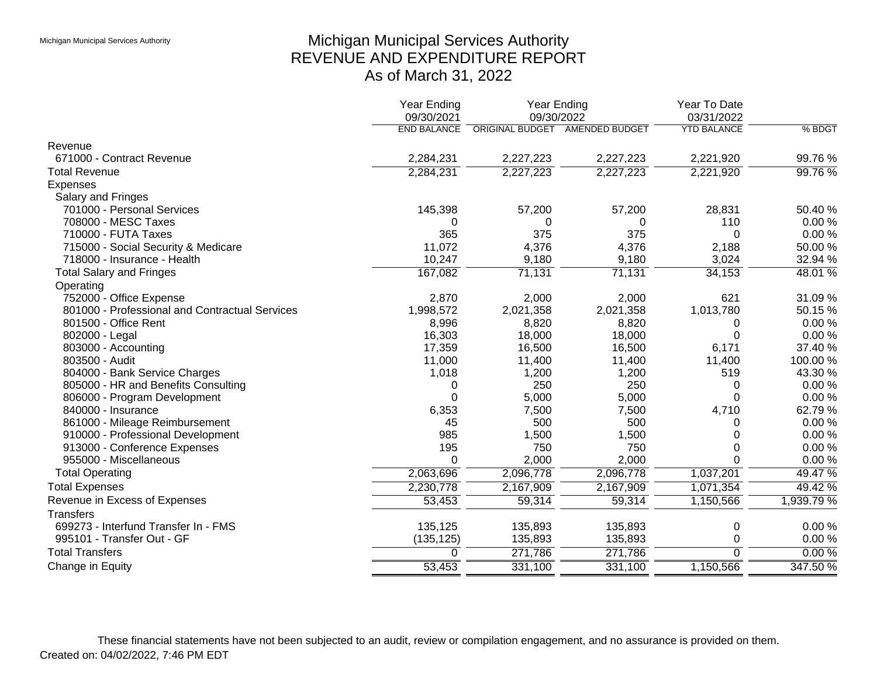# Michigan Municipal Services Authority
## REVENUE AND EXPENDITURE REPORT
### As of March 31, 2022

| | Year Ending 09/30/2021 | Year Ending 09/30/2022 | | Year To Date 03/31/2022 | |
|---|---|---|---|---|---|
| | END BALANCE | ORIGINAL BUDGET | AMENDED BUDGET | YTD BALANCE | % BDGT |
| **Revenue** | | | | | |
| 671000 - Contract Revenue | 2,284,231 | 2,227,223 | 2,227,223 | 2,221,920 | 99.76 % |
| **Total Revenue** | 2,284,231 | 2,227,223 | 2,227,223 | 2,221,920 | 99.76 % |
| **Expenses** | | | | | |
| Salary and Fringes | | | | | |
| 701000 - Personal Services | 145,398 | 57,200 | 57,200 | 28,831 | 50.40 % |
| 708000 - MESC Taxes | 0 | 0 | 0 | 110 | 0.00 % |
| 710000 - FUTA Taxes | 365 | 375 | 375 | 0 | 0.00 % |
| 715000 - Social Security & Medicare | 11,072 | 4,376 | 4,376 | 2,188 | 50.00 % |
| 718000 - Insurance - Health | 10,247 | 9,180 | 9,180 | 3,024 | 32.94 % |
| Total Salary and Fringes | 167,082 | 71,131 | 71,131 | 34,153 | 48.01 % |
| Operating | | | | | |
| 752000 - Office Expense | 2,870 | 2,000 | 2,000 | 621 | 31.09 % |
| 801000 - Professional and Contractual Services | 1,998,572 | 2,021,358 | 2,021,358 | 1,013,780 | 50.15 % |
| 801500 - Office Rent | 8,996 | 8,820 | 8,820 | 0 | 0.00 % |
| 802000 - Legal | 16,303 | 18,000 | 18,000 | 0 | 0.00 % |
| 803000 - Accounting | 17,359 | 16,500 | 16,500 | 6,171 | 37.40 % |
| 803500 - Audit | 11,000 | 11,400 | 11,400 | 11,400 | 100.00 % |
| 804000 - Bank Service Charges | 1,018 | 1,200 | 1,200 | 519 | 43.30 % |
| 805000 - HR and Benefits Consulting | 0 | 250 | 250 | 0 | 0.00 % |
| 806000 - Program Development | 0 | 5,000 | 5,000 | 0 | 0.00 % |
| 840000 - Insurance | 6,353 | 7,500 | 7,500 | 4,710 | 62.79 % |
| 861000 - Mileage Reimbursement | 45 | 500 | 500 | 0 | 0.00 % |
| 910000 - Professional Development | 985 | 1,500 | 1,500 | 0 | 0.00 % |
| 913000 - Conference Expenses | 195 | 750 | 750 | 0 | 0.00 % |
| 955000 - Miscellaneous | 0 | 2,000 | 2,000 | 0 | 0.00 % |
| Total Operating | 2,063,696 | 2,096,778 | 2,096,778 | 1,037,201 | 49.47 % |
| **Total Expenses** | 2,230,778 | 2,167,909 | 2,167,909 | 1,071,354 | 49.42 % |
| **Revenue in Excess of Expenses** | 53,453 | 59,314 | 59,314 | 1,150,566 | 1,939.79 % |
| **Transfers** | | | | | |
| 699273 - Interfund Transfer In - FMS | 135,125 | 135,893 | 135,893 | 0 | 0.00 % |
| 995101 - Transfer Out - GF | (135,125) | 135,893 | 135,893 | 0 | 0.00 % |
| **Total Transfers** | 0 | 271,786 | 271,786 | 0 | 0.00 % |
| **Change in Equity** | 53,453 | 331,100 | 331,100 | 1,150,566 | 347.50 % |

These financial statements have not been subjected to an audit, review or compilation engagement, and no assurance is provided on them.

Created on: 04/02/2022, 7:46 PM EDT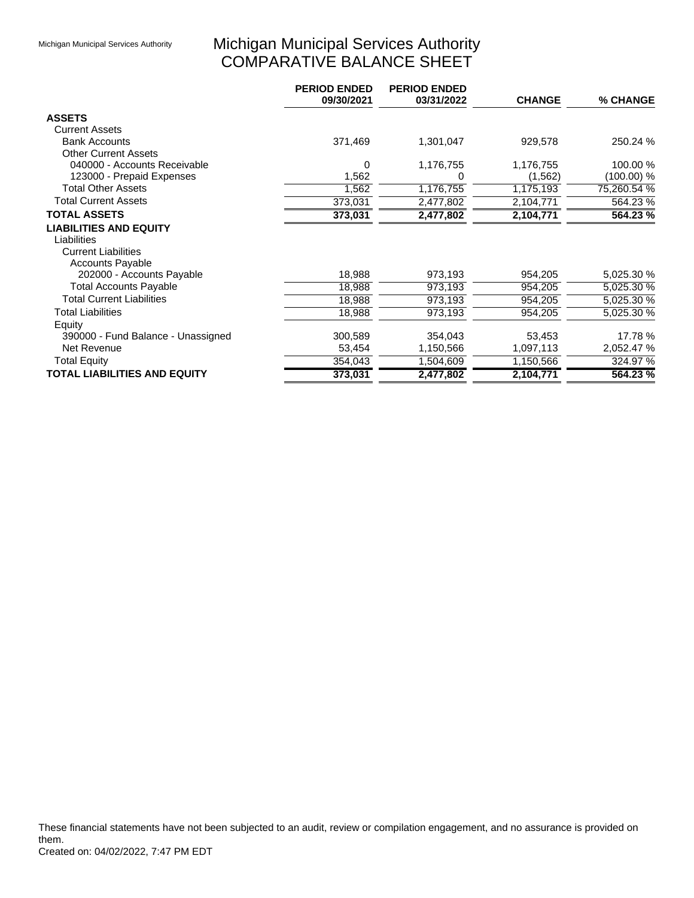# Michigan Municipal Services Authority
## COMPARATIVE BALANCE SHEET

| | PERIOD ENDED 09/30/2021 | PERIOD ENDED 03/31/2022 | CHANGE | % CHANGE |
|---|---|---|---|---|
| **ASSETS** | | | | |
| Current Assets | | | | |
| Bank Accounts | 371,469 | 1,301,047 | 929,578 | 250.24 % |
| Other Current Assets | | | | |
| 040000 - Accounts Receivable | 0 | 1,176,755 | 1,176,755 | 100.00 % |
| 123000 - Prepaid Expenses | 1,562 | 0 | (1,562) | (100.00) % |
| Total Other Assets | 1,562 | 1,176,755 | 1,175,193 | 75,260.54 % |
| Total Current Assets | 373,031 | 2,477,802 | 2,104,771 | 564.23 % |
| **TOTAL ASSETS** | **373,031** | **2,477,802** | **2,104,771** | **564.23 %** |
| **LIABILITIES AND EQUITY** | | | | |
| Liabilities | | | | |
| Current Liabilities | | | | |
| Accounts Payable | | | | |
| 202000 - Accounts Payable | 18,988 | 973,193 | 954,205 | 5,025.30 % |
| Total Accounts Payable | 18,988 | 973,193 | 954,205 | 5,025.30 % |
| Total Current Liabilities | 18,988 | 973,193 | 954,205 | 5,025.30 % |
| Total Liabilities | 18,988 | 973,193 | 954,205 | 5,025.30 % |
| Equity | | | | |
| 390000 - Fund Balance - Unassigned | 300,589 | 354,043 | 53,453 | 17.78 % |
| Net Revenue | 53,454 | 1,150,566 | 1,097,113 | 2,052.47 % |
| Total Equity | 354,043 | 1,504,609 | 1,150,566 | 324.97 % |
| **TOTAL LIABILITIES AND EQUITY** | **373,031** | **2,477,802** | **2,104,771** | **564.23 %** |

These financial statements have not been subjected to an audit, review or compilation engagement, and no assurance is provided on them.

Created on: 04/02/2022, 7:47 PM EDT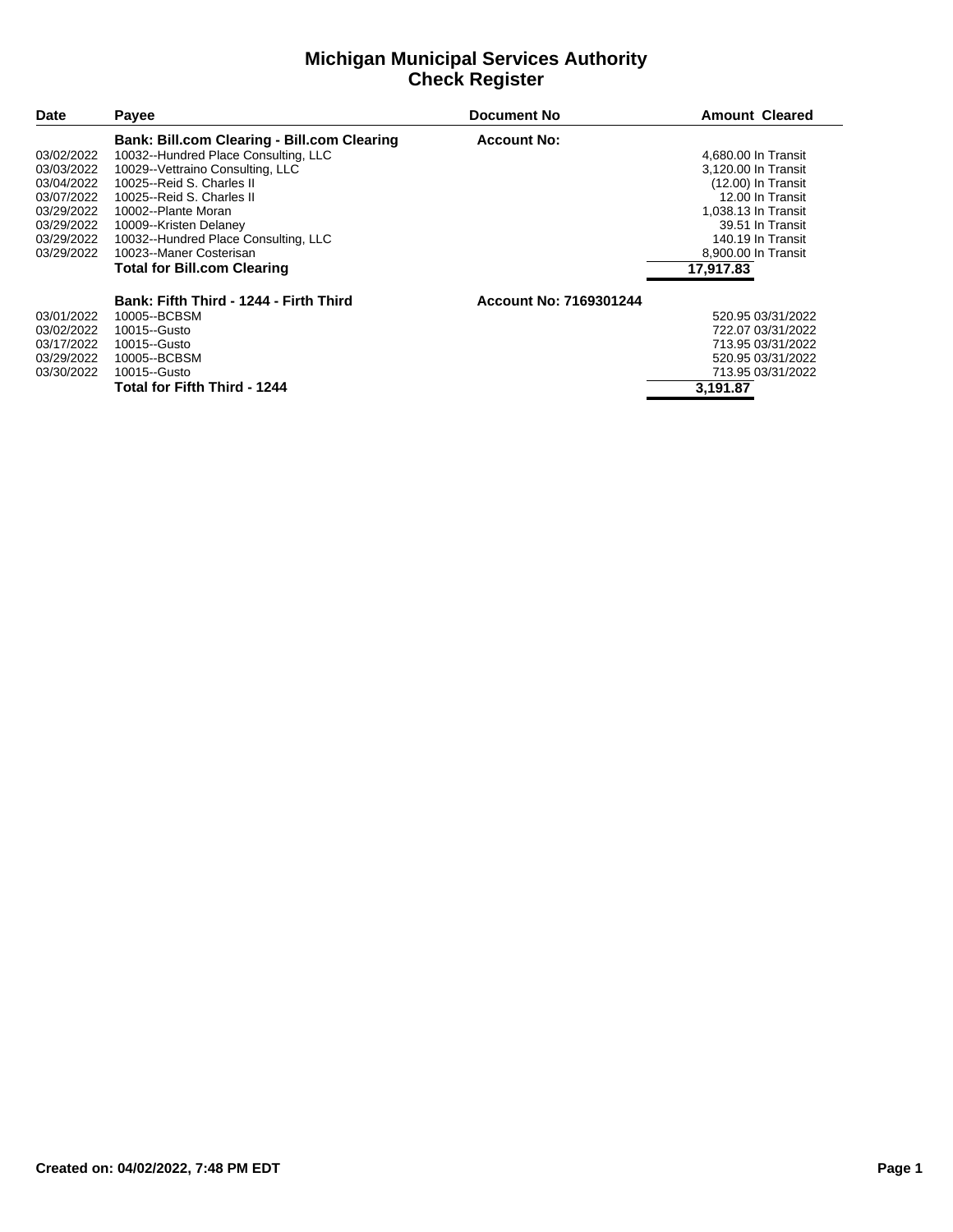# Michigan Municipal Services Authority
## Check Register

| Date | Payee | Document No | Amount | Cleared |
|---|---|---|---|---|
| | **Bank: Bill.com Clearing - Bill.com Clearing** | **Account No:** | | |
| 03/02/2022 | 10032--Hundred Place Consulting, LLC | | 4,680.00 | In Transit |
| 03/03/2022 | 10029--Vettraino Consulting, LLC | | 3,120.00 | In Transit |
| 03/04/2022 | 10025--Reid S. Charles II | | (12.00) | In Transit |
| 03/07/2022 | 10025--Reid S. Charles II | | 12.00 | In Transit |
| 03/29/2022 | 10002--Plante Moran | | 1,038.13 | In Transit |
| 03/29/2022 | 10009--Kristen Delaney | | 39.51 | In Transit |
| 03/29/2022 | 10032--Hundred Place Consulting, LLC | | 140.19 | In Transit |
| 03/29/2022 | 10023--Maner Costerisan | | 8,900.00 | In Transit |
| | **Total for Bill.com Clearing** | | **17,917.83** | |
| | **Bank: Fifth Third - 1244 - Firth Third** | **Account No: 7169301244** | | |
| 03/01/2022 | 10005--BCBSM | | 520.95 | 03/31/2022 |
| 03/02/2022 | 10015--Gusto | | 722.07 | 03/31/2022 |
| 03/17/2022 | 10015--Gusto | | 713.95 | 03/31/2022 |
| 03/29/2022 | 10005--BCBSM | | 520.95 | 03/31/2022 |
| 03/30/2022 | 10015--Gusto | | 713.95 | 03/31/2022 |
| | **Total for Fifth Third - 1244** | | **3,191.87** | |

**Created on: 04/02/2022, 7:48 PM EDT**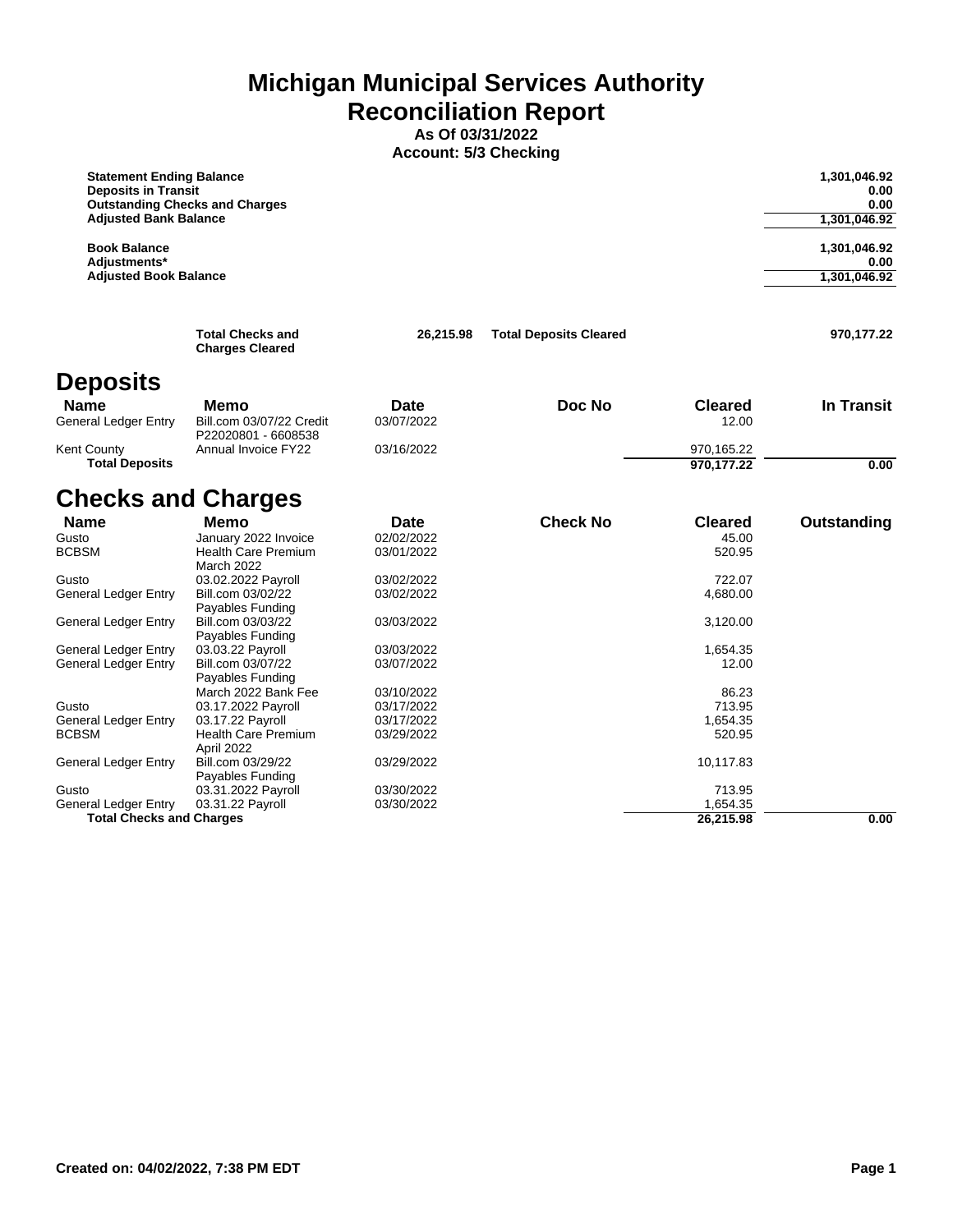# Michigan Municipal Services Authority
# Reconciliation Report

**As Of 03/31/2022**
**Account: 5/3 Checking**

| | |
|---|---:|
| **Statement Ending Balance** | **1,301,046.92** |
| **Deposits in Transit** | **0.00** |
| **Outstanding Checks and Charges** | **0.00** |
| **Adjusted Bank Balance** | **1,301,046.92** |
| | |
| **Book Balance** | **1,301,046.92** |
| **Adjustments*** | **0.00** |
| **Adjusted Book Balance** | **1,301,046.92** |

| | | | |
|---|---:|---|---:|
| **Total Checks and Charges Cleared** | **26,215.98** | **Total Deposits Cleared** | **970,177.22** |

## Deposits

| Name | Memo | Date | Doc No | Cleared | In Transit |
|---|---|---|---|---:|---:|
| General Ledger Entry | Bill.com 03/07/22 Credit P22020801 - 6608538 | 03/07/2022 | | 12.00 | |
| Kent County | Annual Invoice FY22 | 03/16/2022 | | 970,165.22 | |
| **Total Deposits** | | | | **970,177.22** | **0.00** |

## Checks and Charges

| Name | Memo | Date | Check No | Cleared | Outstanding |
|---|---|---|---|---:|---:|
| Gusto | January 2022 Invoice | 02/02/2022 | | 45.00 | |
| BCBSM | Health Care Premium March 2022 | 03/01/2022 | | 520.95 | |
| Gusto | 03.02.2022 Payroll | 03/02/2022 | | 722.07 | |
| General Ledger Entry | Bill.com 03/02/22 Payables Funding | 03/02/2022 | | 4,680.00 | |
| General Ledger Entry | Bill.com 03/03/22 Payables Funding | 03/03/2022 | | 3,120.00 | |
| General Ledger Entry | 03.03.22 Payroll | 03/03/2022 | | 1,654.35 | |
| General Ledger Entry | Bill.com 03/07/22 Payables Funding | 03/07/2022 | | 12.00 | |
| | March 2022 Bank Fee | 03/10/2022 | | 86.23 | |
| Gusto | 03.17.2022 Payroll | 03/17/2022 | | 713.95 | |
| General Ledger Entry | 03.17.22 Payroll | 03/17/2022 | | 1,654.35 | |
| BCBSM | Health Care Premium April 2022 | 03/29/2022 | | 520.95 | |
| General Ledger Entry | Bill.com 03/29/22 Payables Funding | 03/29/2022 | | 10,117.83 | |
| Gusto | 03.31.2022 Payroll | 03/30/2022 | | 713.95 | |
| General Ledger Entry | 03.31.22 Payroll | 03/30/2022 | | 1,654.35 | |
| **Total Checks and Charges** | | | | **26,215.98** | **0.00** |

**Created on: 04/02/2022, 7:38 PM EDT**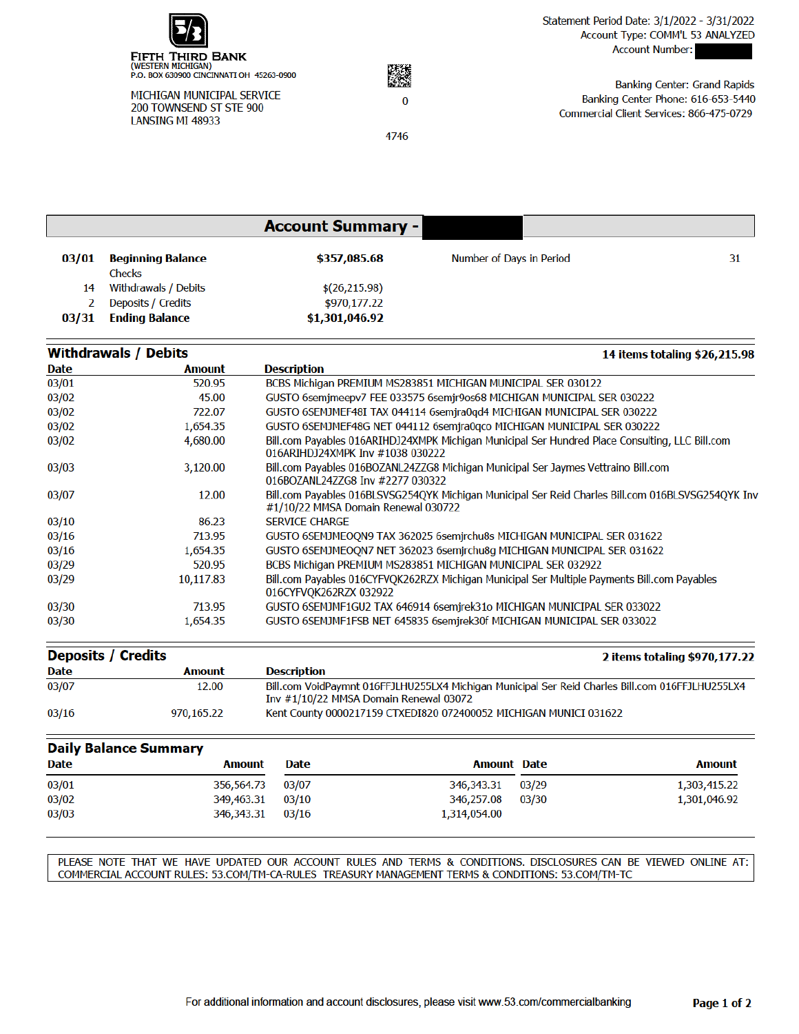**FIFTH THIRD BANK**
(WESTERN MICHIGAN)
P.O. BOX 630900 CINCINNATI OH 45263-0900

MICHIGAN MUNICIPAL SERVICE
200 TOWNSEND ST STE 900
LANSING MI 48933

0

4746

Statement Period Date: 3/1/2022 - 3/31/2022
Account Type: COMM'L 53 ANALYZED
Account Number:

Banking Center: Grand Rapids
Banking Center Phone: 616-653-5440
Commercial Client Services: 866-475-0729

## Account Summary -

| | | | | |
|---|---|---|---|---|
| 03/01 | **Beginning Balance** | **$357,085.68** | Number of Days in Period | 31 |
| | Checks | | | |
| 14 | Withdrawals / Debits | $(26,215.98) | | |
| 2 | Deposits / Credits | $970,177.22 | | |
| 03/31 | **Ending Balance** | **$1,301,046.92** | | |

## Withdrawals / Debits

**14 items totaling $26,215.98**

| Date | Amount | Description |
|---|---|---|
| 03/01 | 520.95 | BCBS Michigan PREMIUM MS283851 MICHIGAN MUNICIPAL SER 030122 |
| 03/02 | 45.00 | GUSTO 6semjmeepv7 FEE 033575 6semjr9os68 MICHIGAN MUNICIPAL SER 030222 |
| 03/02 | 722.07 | GUSTO 6SEMJMEF48I TAX 044114 6semjra0qd4 MICHIGAN MUNICIPAL SER 030222 |
| 03/02 | 1,654.35 | GUSTO 6SEMJMEF48G NET 044112 6semjra0qco MICHIGAN MUNICIPAL SER 030222 |
| 03/02 | 4,680.00 | Bill.com Payables 016ARIHDJ24XMPK Michigan Municipal Ser Hundred Place Consulting, LLC Bill.com 016ARIHDJ24XMPK Inv #1038 030222 |
| 03/03 | 3,120.00 | Bill.com Payables 016BOZANL24ZZG8 Michigan Municipal Ser Jaymes Vettraino Bill.com 016BOZANL24ZZG8 Inv #2277 030322 |
| 03/07 | 12.00 | Bill.com Payables 016BLSVSG254QYK Michigan Municipal Ser Reid Charles Bill.com 016BLSVSG254QYK Inv #1/10/22 MMSA Domain Renewal 030722 |
| 03/10 | 86.23 | SERVICE CHARGE |
| 03/16 | 713.95 | GUSTO 6SEMJMEOQN9 TAX 362025 6semjrchu8s MICHIGAN MUNICIPAL SER 031622 |
| 03/16 | 1,654.35 | GUSTO 6SEMJMEOQN7 NET 362023 6semjrchu8g MICHIGAN MUNICIPAL SER 031622 |
| 03/29 | 520.95 | BCBS Michigan PREMIUM MS283851 MICHIGAN MUNICIPAL SER 032922 |
| 03/29 | 10,117.83 | Bill.com Payables 016CYFVQK262RZX Michigan Municipal Ser Multiple Payments Bill.com Payables 016CYFVQK262RZX 032922 |
| 03/30 | 713.95 | GUSTO 6SEMJMF1GU2 TAX 646914 6semjrek31o MICHIGAN MUNICIPAL SER 033022 |
| 03/30 | 1,654.35 | GUSTO 6SEMJMF1FSB NET 645835 6semjrek30f MICHIGAN MUNICIPAL SER 033022 |

## Deposits / Credits

**2 items totaling $970,177.22**

| Date | Amount | Description |
|---|---|---|
| 03/07 | 12.00 | Bill.com VoidPaymnt 016FFJLHU255LX4 Michigan Municipal Ser Reid Charles Bill.com 016FFJLHU255LX4 Inv #1/10/22 MMSA Domain Renewal 03072 |
| 03/16 | 970,165.22 | Kent County 0000217159 CTXEDI820 072400052 MICHIGAN MUNICI 031622 |

## Daily Balance Summary

| Date | Amount | Date | Amount | Date | Amount |
|---|---|---|---|---|---|
| 03/01 | 356,564.73 | 03/07 | 346,343.31 | 03/29 | 1,303,415.22 |
| 03/02 | 349,463.31 | 03/10 | 346,257.08 | 03/30 | 1,301,046.92 |
| 03/03 | 346,343.31 | 03/16 | 1,314,054.00 | | |

PLEASE NOTE THAT WE HAVE UPDATED OUR ACCOUNT RULES AND TERMS & CONDITIONS. DISCLOSURES CAN BE VIEWED ONLINE AT: COMMERCIAL ACCOUNT RULES: 53.COM/TM-CA-RULES TREASURY MANAGEMENT TERMS & CONDITIONS: 53.COM/TM-TC

For additional information and account disclosures, please visit www.53.com/commercialbanking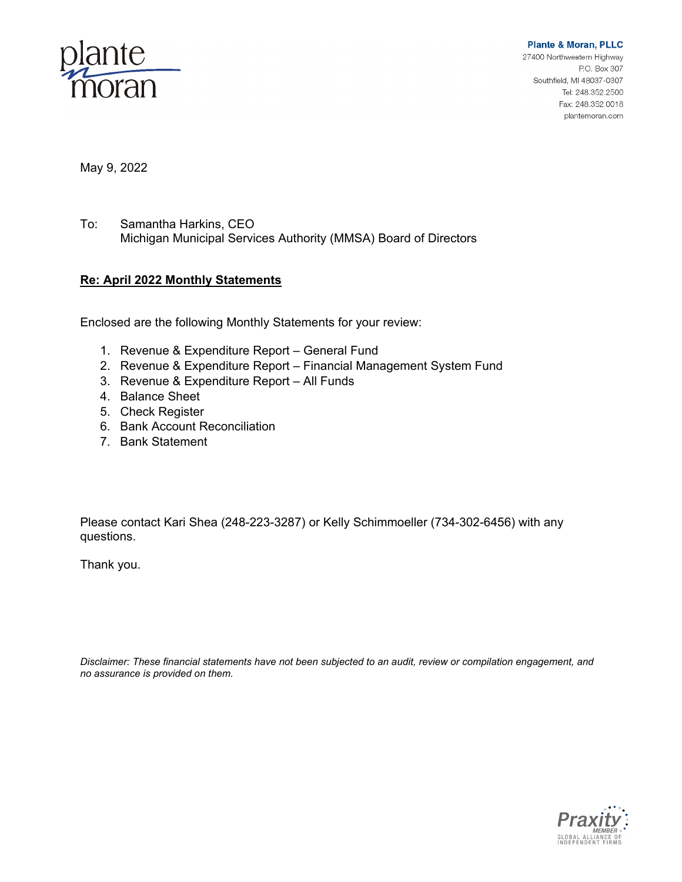plante moran

**Plante & Moran, PLLC**
27400 Northwestern Highway
P.O. Box 307
Southfield, MI 48037-0307
Tel: 248.352.2500
Fax: 248.352.0018
plantemoran.com

May 9, 2022

To: Samantha Harkins, CEO
Michigan Municipal Services Authority (MMSA) Board of Directors

**Re: April 2022 Monthly Statements**

Enclosed are the following Monthly Statements for your review:

1. Revenue & Expenditure Report – General Fund
2. Revenue & Expenditure Report – Financial Management System Fund
3. Revenue & Expenditure Report – All Funds
4. Balance Sheet
5. Check Register
6. Bank Account Reconciliation
7. Bank Statement

Please contact Kari Shea (248-223-3287) or Kelly Schimmoeller (734-302-6456) with any questions.

Thank you.

*Disclaimer: These financial statements have not been subjected to an audit, review or compilation engagement, and no assurance is provided on them.*

Praxity MEMBER
GLOBAL ALLIANCE OF INDEPENDENT FIRMS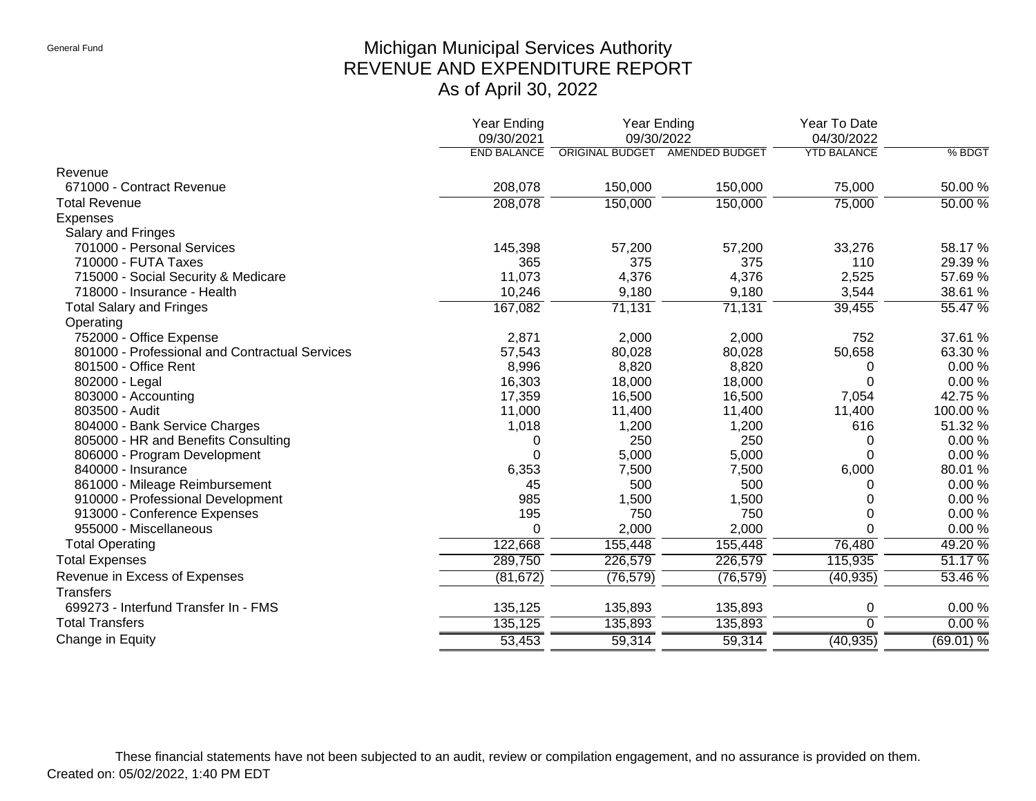General Fund

# Michigan Municipal Services Authority
## REVENUE AND EXPENDITURE REPORT
### As of April 30, 2022

| | Year Ending 09/30/2021 | Year Ending 09/30/2022 | | Year To Date 04/30/2022 | |
|---|---|---|---|---|---|
| | END BALANCE | ORIGINAL BUDGET | AMENDED BUDGET | YTD BALANCE | % BDGT |
| Revenue | | | | | |
| 671000 - Contract Revenue | 208,078 | 150,000 | 150,000 | 75,000 | 50.00 % |
| Total Revenue | 208,078 | 150,000 | 150,000 | 75,000 | 50.00 % |
| Expenses | | | | | |
| Salary and Fringes | | | | | |
| 701000 - Personal Services | 145,398 | 57,200 | 57,200 | 33,276 | 58.17 % |
| 710000 - FUTA Taxes | 365 | 375 | 375 | 110 | 29.39 % |
| 715000 - Social Security & Medicare | 11,073 | 4,376 | 4,376 | 2,525 | 57.69 % |
| 718000 - Insurance - Health | 10,246 | 9,180 | 9,180 | 3,544 | 38.61 % |
| Total Salary and Fringes | 167,082 | 71,131 | 71,131 | 39,455 | 55.47 % |
| Operating | | | | | |
| 752000 - Office Expense | 2,871 | 2,000 | 2,000 | 752 | 37.61 % |
| 801000 - Professional and Contractual Services | 57,543 | 80,028 | 80,028 | 50,658 | 63.30 % |
| 801500 - Office Rent | 8,996 | 8,820 | 8,820 | 0 | 0.00 % |
| 802000 - Legal | 16,303 | 18,000 | 18,000 | 0 | 0.00 % |
| 803000 - Accounting | 17,359 | 16,500 | 16,500 | 7,054 | 42.75 % |
| 803500 - Audit | 11,000 | 11,400 | 11,400 | 11,400 | 100.00 % |
| 804000 - Bank Service Charges | 1,018 | 1,200 | 1,200 | 616 | 51.32 % |
| 805000 - HR and Benefits Consulting | 0 | 250 | 250 | 0 | 0.00 % |
| 806000 - Program Development | 0 | 5,000 | 5,000 | 0 | 0.00 % |
| 840000 - Insurance | 6,353 | 7,500 | 7,500 | 6,000 | 80.01 % |
| 861000 - Mileage Reimbursement | 45 | 500 | 500 | 0 | 0.00 % |
| 910000 - Professional Development | 985 | 1,500 | 1,500 | 0 | 0.00 % |
| 913000 - Conference Expenses | 195 | 750 | 750 | 0 | 0.00 % |
| 955000 - Miscellaneous | 0 | 2,000 | 2,000 | 0 | 0.00 % |
| Total Operating | 122,668 | 155,448 | 155,448 | 76,480 | 49.20 % |
| Total Expenses | 289,750 | 226,579 | 226,579 | 115,935 | 51.17 % |
| Revenue in Excess of Expenses | (81,672) | (76,579) | (76,579) | (40,935) | 53.46 % |
| Transfers | | | | | |
| 699273 - Interfund Transfer In - FMS | 135,125 | 135,893 | 135,893 | 0 | 0.00 % |
| Total Transfers | 135,125 | 135,893 | 135,893 | 0 | 0.00 % |
| Change in Equity | 53,453 | 59,314 | 59,314 | (40,935) | (69.01) % |

These financial statements have not been subjected to an audit, review or compilation engagement, and no assurance is provided on them.

Created on: 05/02/2022, 1:40 PM EDT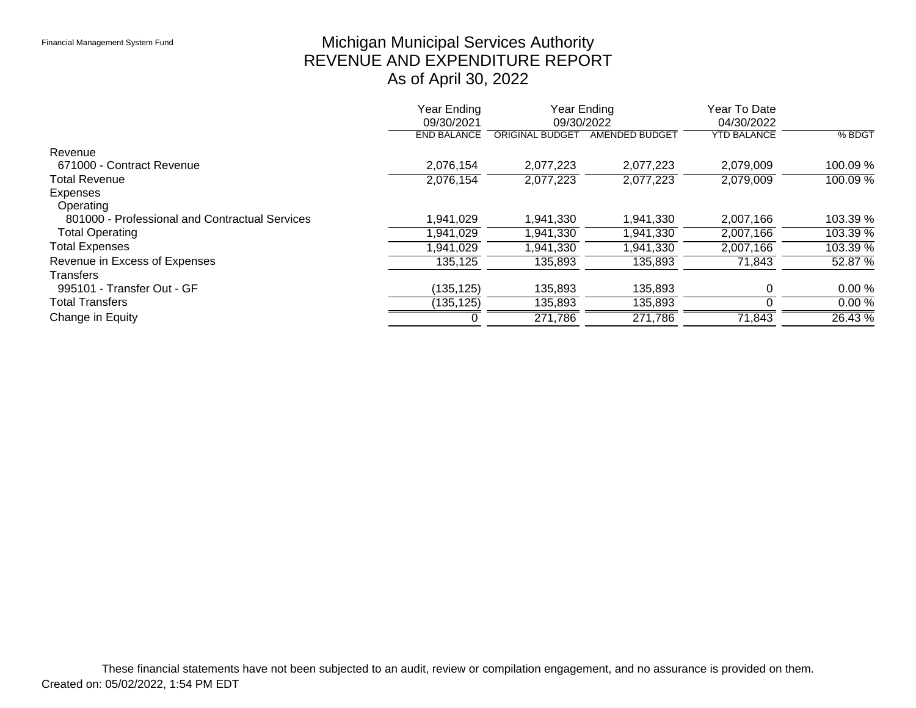Financial Management System Fund

# Michigan Municipal Services Authority
## REVENUE AND EXPENDITURE REPORT
### As of April 30, 2022

| | Year Ending 09/30/2021 | Year Ending 09/30/2022 | | Year To Date 04/30/2022 | |
|---|---|---|---|---|---|
| | END BALANCE | ORIGINAL BUDGET | AMENDED BUDGET | YTD BALANCE | % BDGT |
| Revenue | | | | | |
| 671000 - Contract Revenue | 2,076,154 | 2,077,223 | 2,077,223 | 2,079,009 | 100.09 % |
| Total Revenue | 2,076,154 | 2,077,223 | 2,077,223 | 2,079,009 | 100.09 % |
| Expenses | | | | | |
| Operating | | | | | |
| 801000 - Professional and Contractual Services | 1,941,029 | 1,941,330 | 1,941,330 | 2,007,166 | 103.39 % |
| Total Operating | 1,941,029 | 1,941,330 | 1,941,330 | 2,007,166 | 103.39 % |
| Total Expenses | 1,941,029 | 1,941,330 | 1,941,330 | 2,007,166 | 103.39 % |
| Revenue in Excess of Expenses | 135,125 | 135,893 | 135,893 | 71,843 | 52.87 % |
| Transfers | | | | | |
| 995101 - Transfer Out - GF | (135,125) | 135,893 | 135,893 | 0 | 0.00 % |
| Total Transfers | (135,125) | 135,893 | 135,893 | 0 | 0.00 % |
| Change in Equity | 0 | 271,786 | 271,786 | 71,843 | 26.43 % |

These financial statements have not been subjected to an audit, review or compilation engagement, and no assurance is provided on them.

Created on: 05/02/2022, 1:54 PM EDT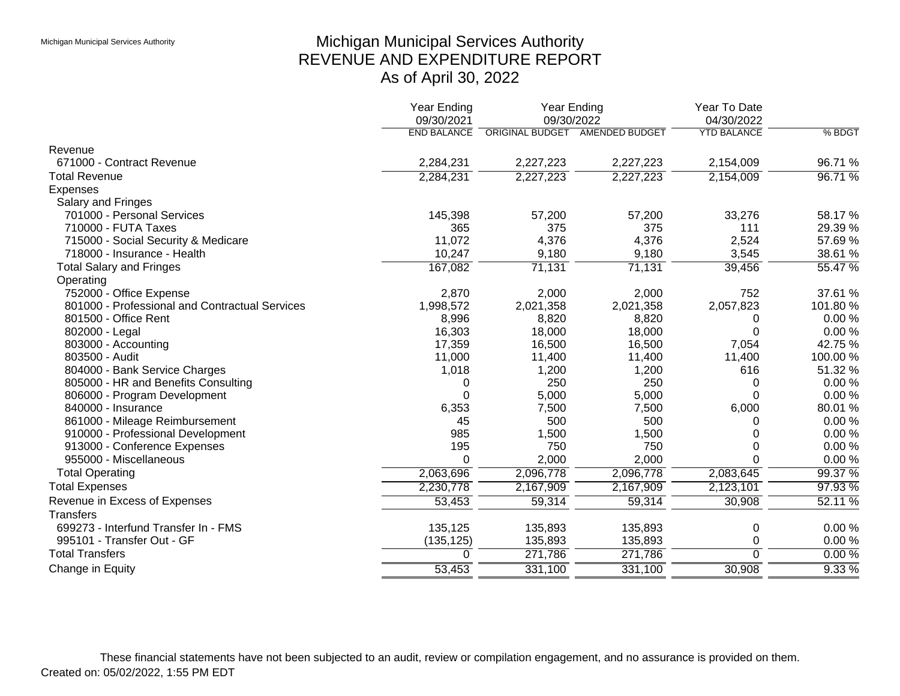# Michigan Municipal Services Authority
## REVENUE AND EXPENDITURE REPORT
### As of April 30, 2022

| | Year Ending 09/30/2021 | Year Ending 09/30/2022 | | Year To Date 04/30/2022 | |
|---|---|---|---|---|---|
| | END BALANCE | ORIGINAL BUDGET | AMENDED BUDGET | YTD BALANCE | % BDGT |
| **Revenue** | | | | | |
| 671000 - Contract Revenue | 2,284,231 | 2,227,223 | 2,227,223 | 2,154,009 | 96.71 % |
| **Total Revenue** | 2,284,231 | 2,227,223 | 2,227,223 | 2,154,009 | 96.71 % |
| **Expenses** | | | | | |
| Salary and Fringes | | | | | |
| 701000 - Personal Services | 145,398 | 57,200 | 57,200 | 33,276 | 58.17 % |
| 710000 - FUTA Taxes | 365 | 375 | 375 | 111 | 29.39 % |
| 715000 - Social Security & Medicare | 11,072 | 4,376 | 4,376 | 2,524 | 57.69 % |
| 718000 - Insurance - Health | 10,247 | 9,180 | 9,180 | 3,545 | 38.61 % |
| Total Salary and Fringes | 167,082 | 71,131 | 71,131 | 39,456 | 55.47 % |
| Operating | | | | | |
| 752000 - Office Expense | 2,870 | 2,000 | 2,000 | 752 | 37.61 % |
| 801000 - Professional and Contractual Services | 1,998,572 | 2,021,358 | 2,021,358 | 2,057,823 | 101.80 % |
| 801500 - Office Rent | 8,996 | 8,820 | 8,820 | 0 | 0.00 % |
| 802000 - Legal | 16,303 | 18,000 | 18,000 | 0 | 0.00 % |
| 803000 - Accounting | 17,359 | 16,500 | 16,500 | 7,054 | 42.75 % |
| 803500 - Audit | 11,000 | 11,400 | 11,400 | 11,400 | 100.00 % |
| 804000 - Bank Service Charges | 1,018 | 1,200 | 1,200 | 616 | 51.32 % |
| 805000 - HR and Benefits Consulting | 0 | 250 | 250 | 0 | 0.00 % |
| 806000 - Program Development | 0 | 5,000 | 5,000 | 0 | 0.00 % |
| 840000 - Insurance | 6,353 | 7,500 | 7,500 | 6,000 | 80.01 % |
| 861000 - Mileage Reimbursement | 45 | 500 | 500 | 0 | 0.00 % |
| 910000 - Professional Development | 985 | 1,500 | 1,500 | 0 | 0.00 % |
| 913000 - Conference Expenses | 195 | 750 | 750 | 0 | 0.00 % |
| 955000 - Miscellaneous | 0 | 2,000 | 2,000 | 0 | 0.00 % |
| Total Operating | 2,063,696 | 2,096,778 | 2,096,778 | 2,083,645 | 99.37 % |
| **Total Expenses** | 2,230,778 | 2,167,909 | 2,167,909 | 2,123,101 | 97.93 % |
| **Revenue in Excess of Expenses** | 53,453 | 59,314 | 59,314 | 30,908 | 52.11 % |
| **Transfers** | | | | | |
| 699273 - Interfund Transfer In - FMS | 135,125 | 135,893 | 135,893 | 0 | 0.00 % |
| 995101 - Transfer Out - GF | (135,125) | 135,893 | 135,893 | 0 | 0.00 % |
| **Total Transfers** | 0 | 271,786 | 271,786 | 0 | 0.00 % |
| **Change in Equity** | 53,453 | 331,100 | 331,100 | 30,908 | 9.33 % |

These financial statements have not been subjected to an audit, review or compilation engagement, and no assurance is provided on them.

Created on: 05/02/2022, 1:55 PM EDT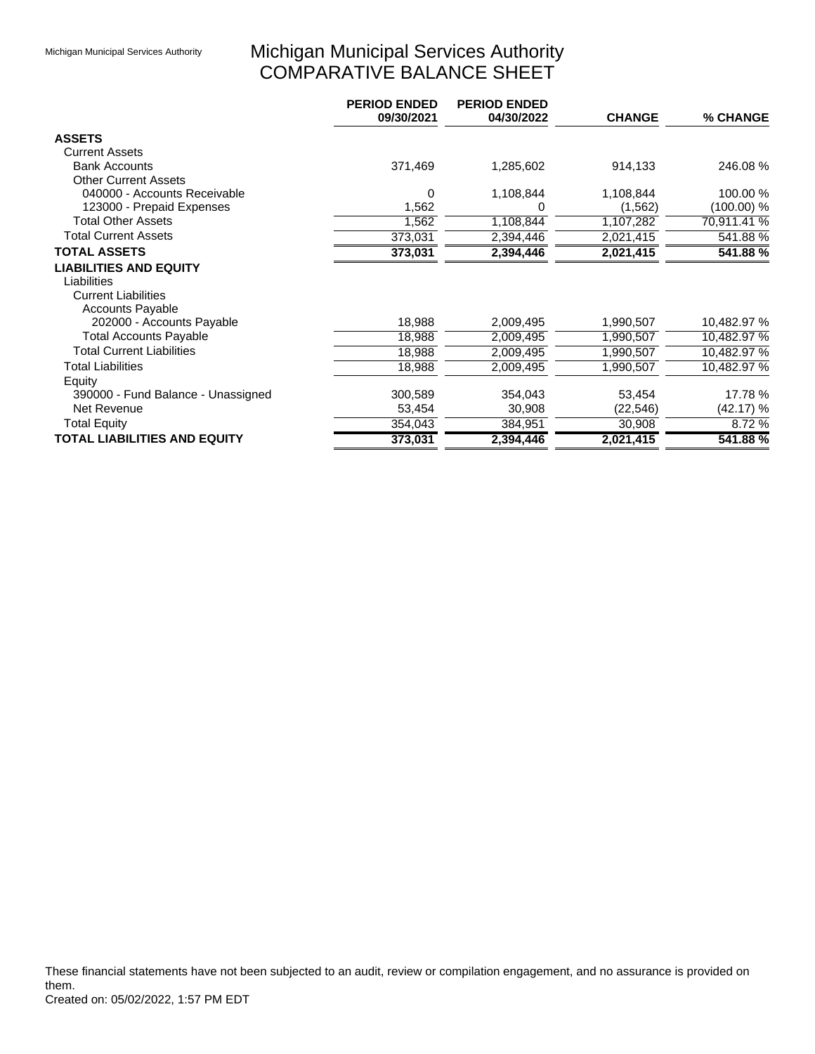# Michigan Municipal Services Authority
## COMPARATIVE BALANCE SHEET

| | PERIOD ENDED 09/30/2021 | PERIOD ENDED 04/30/2022 | CHANGE | % CHANGE |
|---|---|---|---|---|
| **ASSETS** | | | | |
| Current Assets | | | | |
| Bank Accounts | 371,469 | 1,285,602 | 914,133 | 246.08 % |
| Other Current Assets | | | | |
| 040000 - Accounts Receivable | 0 | 1,108,844 | 1,108,844 | 100.00 % |
| 123000 - Prepaid Expenses | 1,562 | 0 | (1,562) | (100.00) % |
| Total Other Assets | 1,562 | 1,108,844 | 1,107,282 | 70,911.41 % |
| Total Current Assets | 373,031 | 2,394,446 | 2,021,415 | 541.88 % |
| **TOTAL ASSETS** | **373,031** | **2,394,446** | **2,021,415** | **541.88 %** |
| **LIABILITIES AND EQUITY** | | | | |
| Liabilities | | | | |
| Current Liabilities | | | | |
| Accounts Payable | | | | |
| 202000 - Accounts Payable | 18,988 | 2,009,495 | 1,990,507 | 10,482.97 % |
| Total Accounts Payable | 18,988 | 2,009,495 | 1,990,507 | 10,482.97 % |
| Total Current Liabilities | 18,988 | 2,009,495 | 1,990,507 | 10,482.97 % |
| Total Liabilities | 18,988 | 2,009,495 | 1,990,507 | 10,482.97 % |
| Equity | | | | |
| 390000 - Fund Balance - Unassigned | 300,589 | 354,043 | 53,454 | 17.78 % |
| Net Revenue | 53,454 | 30,908 | (22,546) | (42.17) % |
| Total Equity | 354,043 | 384,951 | 30,908 | 8.72 % |
| **TOTAL LIABILITIES AND EQUITY** | **373,031** | **2,394,446** | **2,021,415** | **541.88 %** |

These financial statements have not been subjected to an audit, review or compilation engagement, and no assurance is provided on them.
Created on: 05/02/2022, 1:57 PM EDT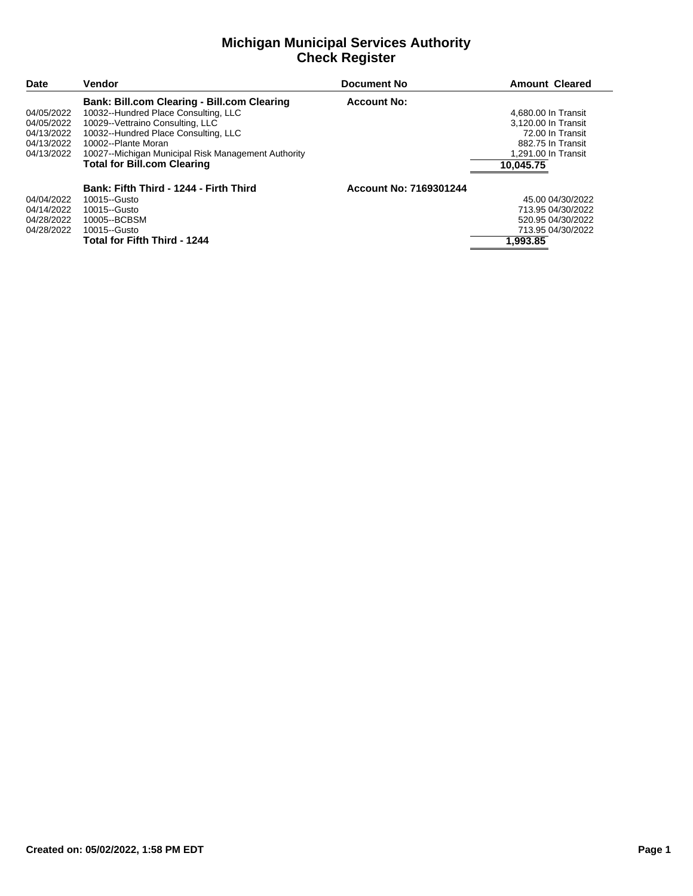# Michigan Municipal Services Authority
## Check Register

| Date | Vendor | Document No | Amount | Cleared |
|---|---|---|---|---|
| | **Bank: Bill.com Clearing - Bill.com Clearing** | **Account No:** | | |
| 04/05/2022 | 10032--Hundred Place Consulting, LLC | | 4,680.00 | In Transit |
| 04/05/2022 | 10029--Vettraino Consulting, LLC | | 3,120.00 | In Transit |
| 04/13/2022 | 10032--Hundred Place Consulting, LLC | | 72.00 | In Transit |
| 04/13/2022 | 10002--Plante Moran | | 882.75 | In Transit |
| 04/13/2022 | 10027--Michigan Municipal Risk Management Authority | | 1,291.00 | In Transit |
| | **Total for Bill.com Clearing** | | **10,045.75** | |
| | **Bank: Fifth Third - 1244 - Firth Third** | **Account No: 7169301244** | | |
| 04/04/2022 | 10015--Gusto | | 45.00 | 04/30/2022 |
| 04/14/2022 | 10015--Gusto | | 713.95 | 04/30/2022 |
| 04/28/2022 | 10005--BCBSM | | 520.95 | 04/30/2022 |
| 04/28/2022 | 10015--Gusto | | 713.95 | 04/30/2022 |
| | **Total for Fifth Third - 1244** | | **1,993.85** | |

**Created on: 05/02/2022, 1:58 PM EDT**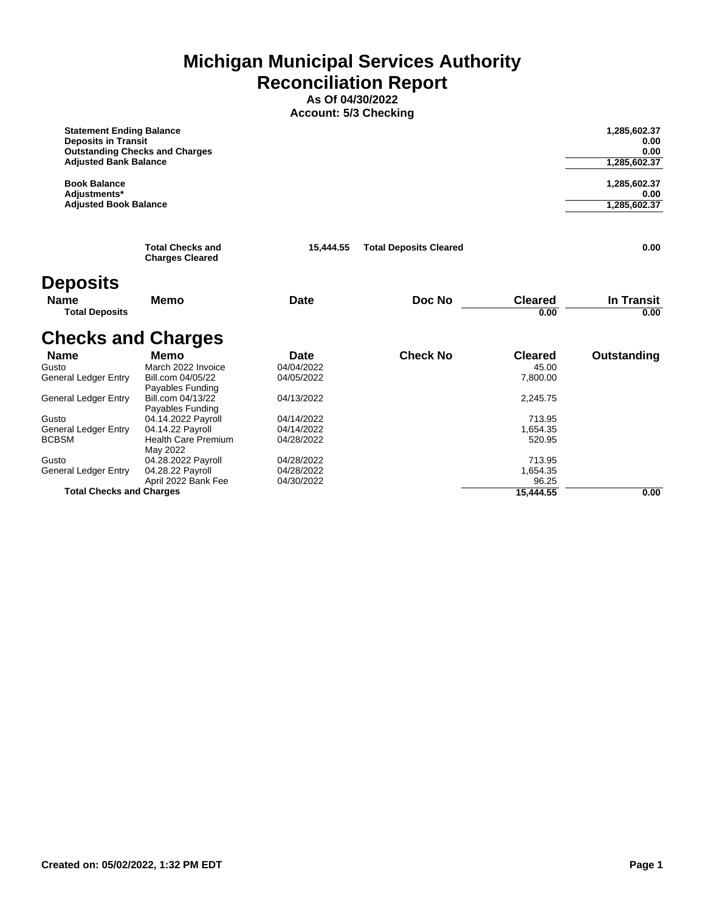# Michigan Municipal Services Authority
# Reconciliation Report

**As Of 04/30/2022**
**Account: 5/3 Checking**

| | |
|---|---:|
| **Statement Ending Balance** | **1,285,602.37** |
| **Deposits in Transit** | **0.00** |
| **Outstanding Checks and Charges** | **0.00** |
| **Adjusted Bank Balance** | **1,285,602.37** |
| | |
| **Book Balance** | **1,285,602.37** |
| **Adjustments*** | **0.00** |
| **Adjusted Book Balance** | **1,285,602.37** |

| | | | |
|---|---:|---|---:|
| **Total Checks and Charges Cleared** | **15,444.55** | **Total Deposits Cleared** | **0.00** |

## Deposits

| Name | Memo | Date | Doc No | Cleared | In Transit |
|---|---|---|---|---:|---:|
| **Total Deposits** | | | | **0.00** | **0.00** |

## Checks and Charges

| Name | Memo | Date | Check No | Cleared | Outstanding |
|---|---|---|---|---:|---:|
| Gusto | March 2022 Invoice | 04/04/2022 | | 45.00 | |
| General Ledger Entry | Bill.com 04/05/22 Payables Funding | 04/05/2022 | | 7,800.00 | |
| General Ledger Entry | Bill.com 04/13/22 Payables Funding | 04/13/2022 | | 2,245.75 | |
| Gusto | 04.14.2022 Payroll | 04/14/2022 | | 713.95 | |
| General Ledger Entry | 04.14.22 Payroll | 04/14/2022 | | 1,654.35 | |
| BCBSM | Health Care Premium May 2022 | 04/28/2022 | | 520.95 | |
| Gusto | 04.28.2022 Payroll | 04/28/2022 | | 713.95 | |
| General Ledger Entry | 04.28.22 Payroll | 04/28/2022 | | 1,654.35 | |
| | April 2022 Bank Fee | 04/30/2022 | | 96.25 | |
| **Total Checks and Charges** | | | | **15,444.55** | **0.00** |

**Created on: 05/02/2022, 1:32 PM EDT**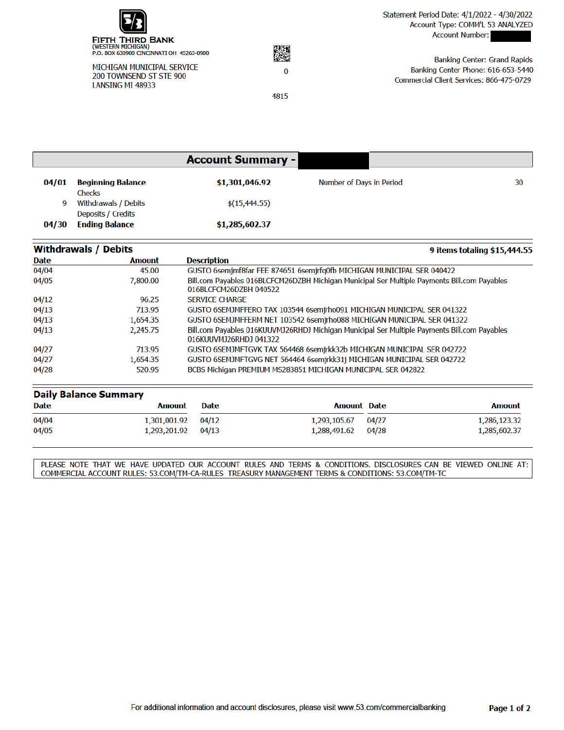**FIFTH THIRD BANK**
(WESTERN MICHIGAN)
P.O. BOX 630900 CINCINNATI OH 45263-0900

MICHIGAN MUNICIPAL SERVICE
200 TOWNSEND ST STE 900
LANSING MI 48933

0

4815

Statement Period Date: 4/1/2022 - 4/30/2022
Account Type: COMM'L 53 ANALYZED
Account Number:

Banking Center: Grand Rapids
Banking Center Phone: 616-653-5440
Commercial Client Services: 866-475-0729

## Account Summary -

| | | | | |
|---|---|---|---|---|
| **04/01** | **Beginning Balance** | **$1,301,046.92** | Number of Days in Period | 30 |
| | Checks | | | |
| 9 | Withdrawals / Debits | $(15,444.55) | | |
| | Deposits / Credits | | | |
| **04/30** | **Ending Balance** | **$1,285,602.37** | | |

## Withdrawals / Debits

**9 items totaling $15,444.55**

| Date | Amount | Description |
|---|---|---|
| 04/04 | 45.00 | GUSTO 6semjmf8far FEE 874651 6semjrfq0fb MICHIGAN MUNICIPAL SER 040422 |
| 04/05 | 7,800.00 | Bill.com Payables 016BLCFCM26DZBH Michigan Municipal Ser Multiple Payments Bill.com Payables 016BLCFCM26DZBH 040522 |
| 04/12 | 96.25 | SERVICE CHARGE |
| 04/13 | 713.95 | GUSTO 6SEMJMFFERO TAX 103544 6semjrho091 MICHIGAN MUNICIPAL SER 041322 |
| 04/13 | 1,654.35 | GUSTO 6SEMJMFFERM NET 103542 6semjrho088 MICHIGAN MUNICIPAL SER 041322 |
| 04/13 | 2,245.75 | Bill.com Payables 016KUUVMJ26RHDJ Michigan Municipal Ser Multiple Payments Bill.com Payables 016KUUVMJ26RHDJ 041322 |
| 04/27 | 713.95 | GUSTO 6SEMJMFTGVK TAX 564468 6semjrkk32b MICHIGAN MUNICIPAL SER 042722 |
| 04/27 | 1,654.35 | GUSTO 6SEMJMFTGVG NET 564464 6semjrkk31j MICHIGAN MUNICIPAL SER 042722 |
| 04/28 | 520.95 | BCBS Michigan PREMIUM MS283851 MICHIGAN MUNICIPAL SER 042822 |

## Daily Balance Summary

| Date | Amount | Date | Amount | Date | Amount |
|---|---|---|---|---|---|
| 04/04 | 1,301,001.92 | 04/12 | 1,293,105.67 | 04/27 | 1,286,123.32 |
| 04/05 | 1,293,201.92 | 04/13 | 1,288,491.62 | 04/28 | 1,285,602.37 |

PLEASE NOTE THAT WE HAVE UPDATED OUR ACCOUNT RULES AND TERMS & CONDITIONS. DISCLOSURES CAN BE VIEWED ONLINE AT: COMMERCIAL ACCOUNT RULES: 53.COM/TM-CA-RULES TREASURY MANAGEMENT TERMS & CONDITIONS: 53.COM/TM-TC

For additional information and account disclosures, please visit www.53.com/commercialbanking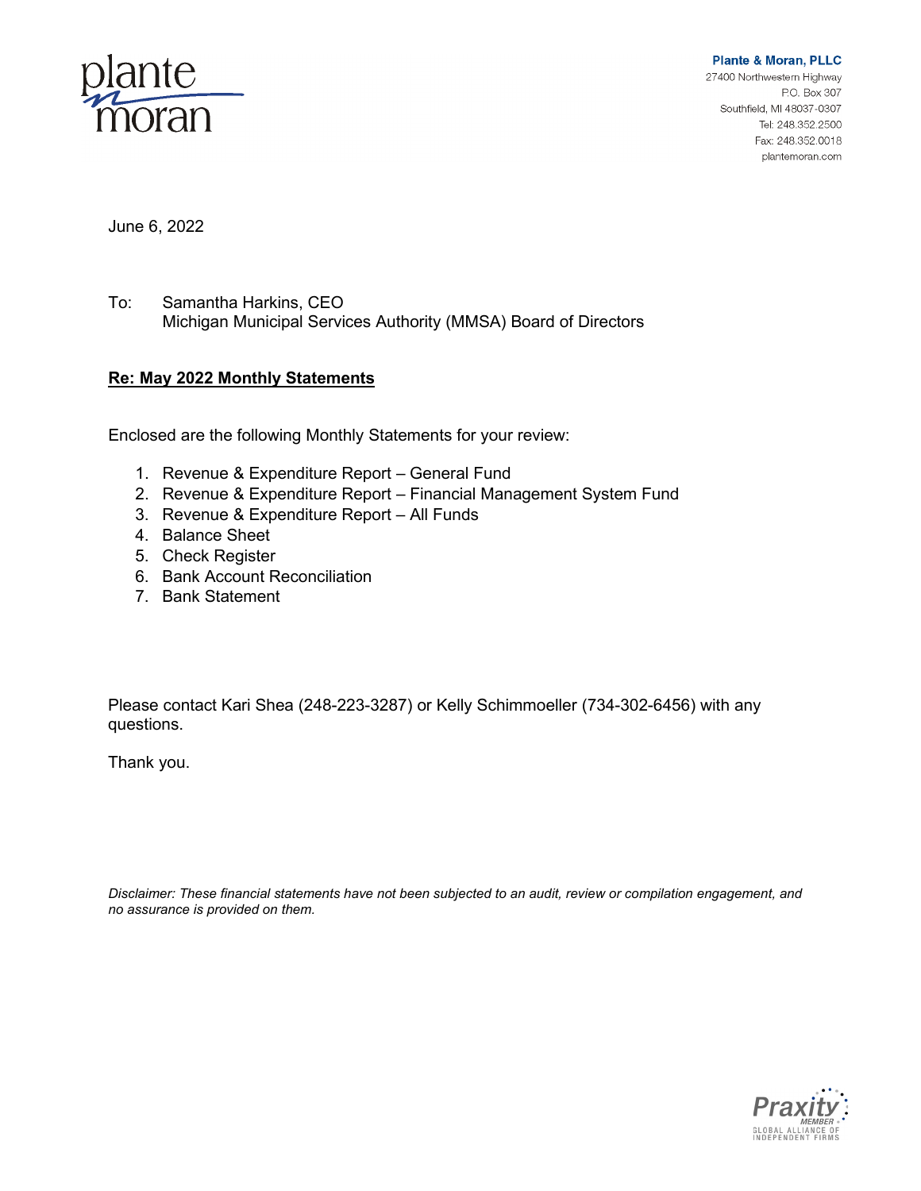plante moran

**Plante & Moran, PLLC**
27400 Northwestern Highway
P.O. Box 307
Southfield, MI 48037-0307
Tel: 248.352.2500
Fax: 248.352.0018
plantemoran.com

June 6, 2022

To: Samantha Harkins, CEO
Michigan Municipal Services Authority (MMSA) Board of Directors

**Re: May 2022 Monthly Statements**

Enclosed are the following Monthly Statements for your review:

1. Revenue & Expenditure Report – General Fund
2. Revenue & Expenditure Report – Financial Management System Fund
3. Revenue & Expenditure Report – All Funds
4. Balance Sheet
5. Check Register
6. Bank Account Reconciliation
7. Bank Statement

Please contact Kari Shea (248-223-3287) or Kelly Schimmoeller (734-302-6456) with any questions.

Thank you.

*Disclaimer: These financial statements have not been subjected to an audit, review or compilation engagement, and no assurance is provided on them.*

Praxity MEMBER GLOBAL ALLIANCE OF INDEPENDENT FIRMS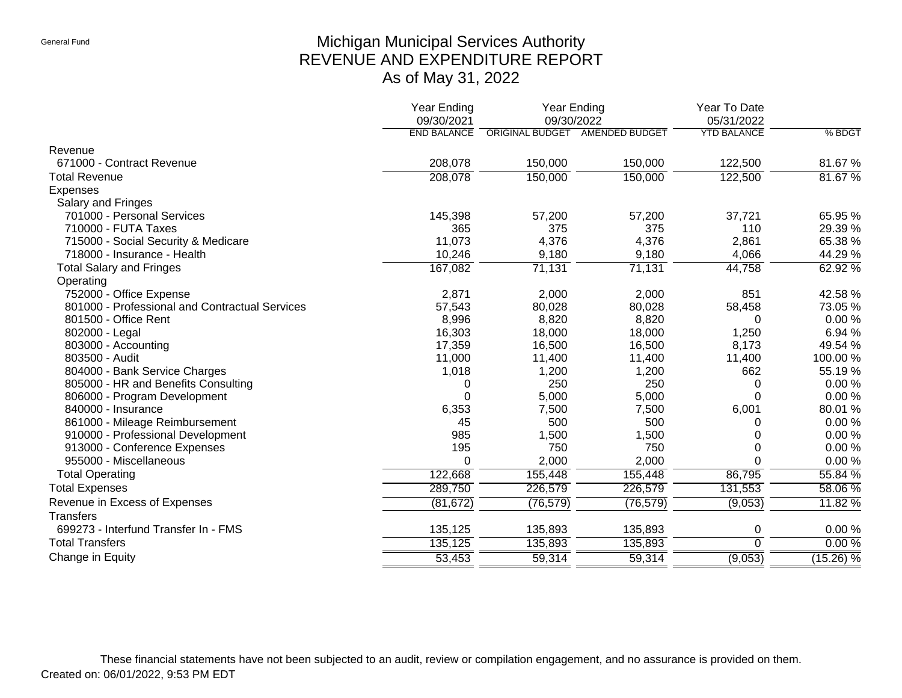General Fund

# Michigan Municipal Services Authority
## REVENUE AND EXPENDITURE REPORT
### As of May 31, 2022

| | Year Ending 09/30/2021 | Year Ending 09/30/2022 | | Year To Date 05/31/2022 | |
|---|---|---|---|---|---|
| | END BALANCE | ORIGINAL BUDGET | AMENDED BUDGET | YTD BALANCE | % BDGT |
| **Revenue** | | | | | |
| 671000 - Contract Revenue | 208,078 | 150,000 | 150,000 | 122,500 | 81.67 % |
| **Total Revenue** | 208,078 | 150,000 | 150,000 | 122,500 | 81.67 % |
| **Expenses** | | | | | |
| Salary and Fringes | | | | | |
| 701000 - Personal Services | 145,398 | 57,200 | 57,200 | 37,721 | 65.95 % |
| 710000 - FUTA Taxes | 365 | 375 | 375 | 110 | 29.39 % |
| 715000 - Social Security & Medicare | 11,073 | 4,376 | 4,376 | 2,861 | 65.38 % |
| 718000 - Insurance - Health | 10,246 | 9,180 | 9,180 | 4,066 | 44.29 % |
| Total Salary and Fringes | 167,082 | 71,131 | 71,131 | 44,758 | 62.92 % |
| Operating | | | | | |
| 752000 - Office Expense | 2,871 | 2,000 | 2,000 | 851 | 42.58 % |
| 801000 - Professional and Contractual Services | 57,543 | 80,028 | 80,028 | 58,458 | 73.05 % |
| 801500 - Office Rent | 8,996 | 8,820 | 8,820 | 0 | 0.00 % |
| 802000 - Legal | 16,303 | 18,000 | 18,000 | 1,250 | 6.94 % |
| 803000 - Accounting | 17,359 | 16,500 | 16,500 | 8,173 | 49.54 % |
| 803500 - Audit | 11,000 | 11,400 | 11,400 | 11,400 | 100.00 % |
| 804000 - Bank Service Charges | 1,018 | 1,200 | 1,200 | 662 | 55.19 % |
| 805000 - HR and Benefits Consulting | 0 | 250 | 250 | 0 | 0.00 % |
| 806000 - Program Development | 0 | 5,000 | 5,000 | 0 | 0.00 % |
| 840000 - Insurance | 6,353 | 7,500 | 7,500 | 6,001 | 80.01 % |
| 861000 - Mileage Reimbursement | 45 | 500 | 500 | 0 | 0.00 % |
| 910000 - Professional Development | 985 | 1,500 | 1,500 | 0 | 0.00 % |
| 913000 - Conference Expenses | 195 | 750 | 750 | 0 | 0.00 % |
| 955000 - Miscellaneous | 0 | 2,000 | 2,000 | 0 | 0.00 % |
| Total Operating | 122,668 | 155,448 | 155,448 | 86,795 | 55.84 % |
| **Total Expenses** | 289,750 | 226,579 | 226,579 | 131,553 | 58.06 % |
| **Revenue in Excess of Expenses** | (81,672) | (76,579) | (76,579) | (9,053) | 11.82 % |
| **Transfers** | | | | | |
| 699273 - Interfund Transfer In - FMS | 135,125 | 135,893 | 135,893 | 0 | 0.00 % |
| **Total Transfers** | 135,125 | 135,893 | 135,893 | 0 | 0.00 % |
| **Change in Equity** | 53,453 | 59,314 | 59,314 | (9,053) | (15.26) % |

These financial statements have not been subjected to an audit, review or compilation engagement, and no assurance is provided on them.

Created on: 06/01/2022, 9:53 PM EDT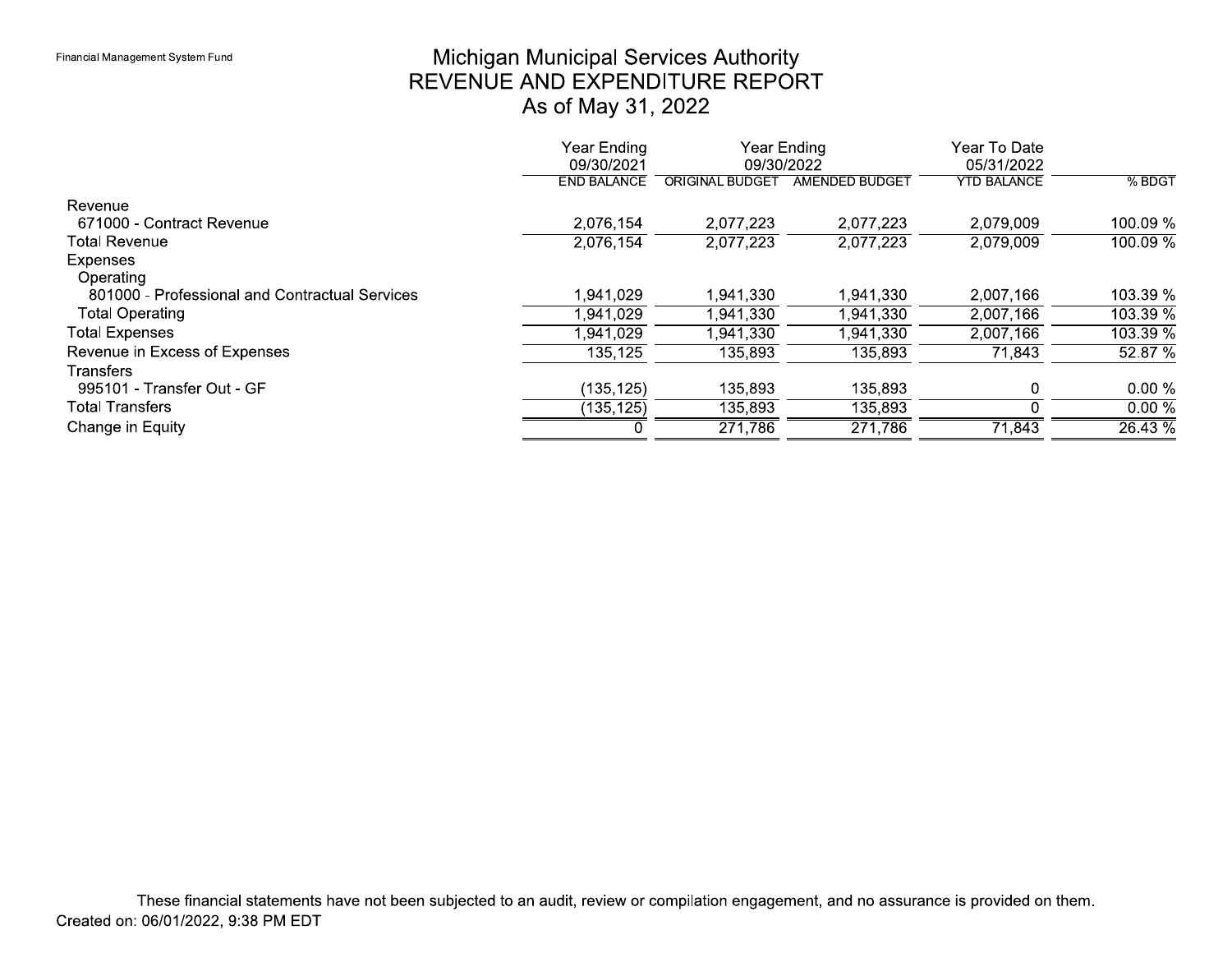Financial Management System Fund

# Michigan Municipal Services Authority
## REVENUE AND EXPENDITURE REPORT
### As of May 31, 2022

| | Year Ending 09/30/2021 | Year Ending 09/30/2022 | | Year To Date 05/31/2022 | |
|---|---|---|---|---|---|
| | END BALANCE | ORIGINAL BUDGET | AMENDED BUDGET | YTD BALANCE | % BDGT |
| Revenue | | | | | |
| 671000 - Contract Revenue | 2,076,154 | 2,077,223 | 2,077,223 | 2,079,009 | 100.09 % |
| Total Revenue | 2,076,154 | 2,077,223 | 2,077,223 | 2,079,009 | 100.09 % |
| Expenses | | | | | |
| Operating | | | | | |
| 801000 - Professional and Contractual Services | 1,941,029 | 1,941,330 | 1,941,330 | 2,007,166 | 103.39 % |
| Total Operating | 1,941,029 | 1,941,330 | 1,941,330 | 2,007,166 | 103.39 % |
| Total Expenses | 1,941,029 | 1,941,330 | 1,941,330 | 2,007,166 | 103.39 % |
| Revenue in Excess of Expenses | 135,125 | 135,893 | 135,893 | 71,843 | 52.87 % |
| Transfers | | | | | |
| 995101 - Transfer Out - GF | (135,125) | 135,893 | 135,893 | 0 | 0.00 % |
| Total Transfers | (135,125) | 135,893 | 135,893 | 0 | 0.00 % |
| Change in Equity | 0 | 271,786 | 271,786 | 71,843 | 26.43 % |

These financial statements have not been subjected to an audit, review or compilation engagement, and no assurance is provided on them.

Created on: 06/01/2022, 9:38 PM EDT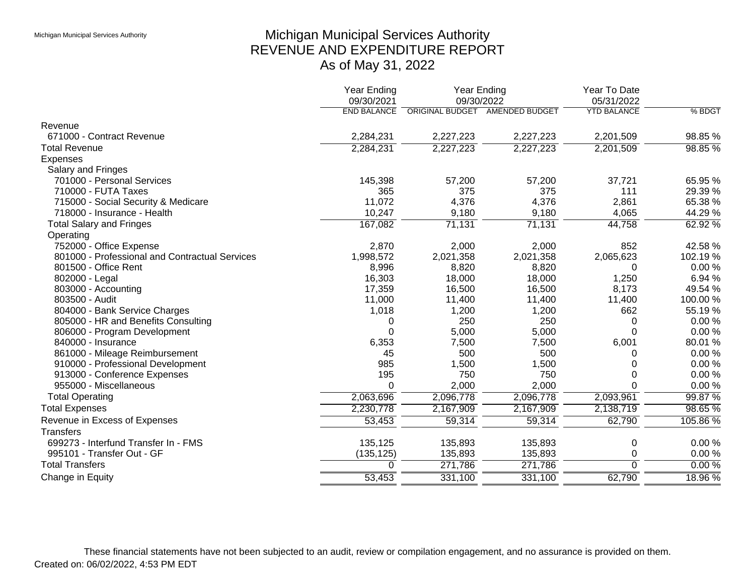# Michigan Municipal Services Authority
## REVENUE AND EXPENDITURE REPORT
### As of May 31, 2022

| | Year Ending 09/30/2021 | Year Ending 09/30/2022 | | Year To Date 05/31/2022 | |
|---|---|---|---|---|---|
| | END BALANCE | ORIGINAL BUDGET | AMENDED BUDGET | YTD BALANCE | % BDGT |
| **Revenue** | | | | | |
| 671000 - Contract Revenue | 2,284,231 | 2,227,223 | 2,227,223 | 2,201,509 | 98.85 % |
| **Total Revenue** | 2,284,231 | 2,227,223 | 2,227,223 | 2,201,509 | 98.85 % |
| **Expenses** | | | | | |
| Salary and Fringes | | | | | |
| 701000 - Personal Services | 145,398 | 57,200 | 57,200 | 37,721 | 65.95 % |
| 710000 - FUTA Taxes | 365 | 375 | 375 | 111 | 29.39 % |
| 715000 - Social Security & Medicare | 11,072 | 4,376 | 4,376 | 2,861 | 65.38 % |
| 718000 - Insurance - Health | 10,247 | 9,180 | 9,180 | 4,065 | 44.29 % |
| Total Salary and Fringes | 167,082 | 71,131 | 71,131 | 44,758 | 62.92 % |
| Operating | | | | | |
| 752000 - Office Expense | 2,870 | 2,000 | 2,000 | 852 | 42.58 % |
| 801000 - Professional and Contractual Services | 1,998,572 | 2,021,358 | 2,021,358 | 2,065,623 | 102.19 % |
| 801500 - Office Rent | 8,996 | 8,820 | 8,820 | 0 | 0.00 % |
| 802000 - Legal | 16,303 | 18,000 | 18,000 | 1,250 | 6.94 % |
| 803000 - Accounting | 17,359 | 16,500 | 16,500 | 8,173 | 49.54 % |
| 803500 - Audit | 11,000 | 11,400 | 11,400 | 11,400 | 100.00 % |
| 804000 - Bank Service Charges | 1,018 | 1,200 | 1,200 | 662 | 55.19 % |
| 805000 - HR and Benefits Consulting | 0 | 250 | 250 | 0 | 0.00 % |
| 806000 - Program Development | 0 | 5,000 | 5,000 | 0 | 0.00 % |
| 840000 - Insurance | 6,353 | 7,500 | 7,500 | 6,001 | 80.01 % |
| 861000 - Mileage Reimbursement | 45 | 500 | 500 | 0 | 0.00 % |
| 910000 - Professional Development | 985 | 1,500 | 1,500 | 0 | 0.00 % |
| 913000 - Conference Expenses | 195 | 750 | 750 | 0 | 0.00 % |
| 955000 - Miscellaneous | 0 | 2,000 | 2,000 | 0 | 0.00 % |
| Total Operating | 2,063,696 | 2,096,778 | 2,096,778 | 2,093,961 | 99.87 % |
| **Total Expenses** | 2,230,778 | 2,167,909 | 2,167,909 | 2,138,719 | 98.65 % |
| **Revenue in Excess of Expenses** | 53,453 | 59,314 | 59,314 | 62,790 | 105.86 % |
| **Transfers** | | | | | |
| 699273 - Interfund Transfer In - FMS | 135,125 | 135,893 | 135,893 | 0 | 0.00 % |
| 995101 - Transfer Out - GF | (135,125) | 135,893 | 135,893 | 0 | 0.00 % |
| **Total Transfers** | 0 | 271,786 | 271,786 | 0 | 0.00 % |
| **Change in Equity** | 53,453 | 331,100 | 331,100 | 62,790 | 18.96 % |

These financial statements have not been subjected to an audit, review or compilation engagement, and no assurance is provided on them.

Created on: 06/02/2022, 4:53 PM EDT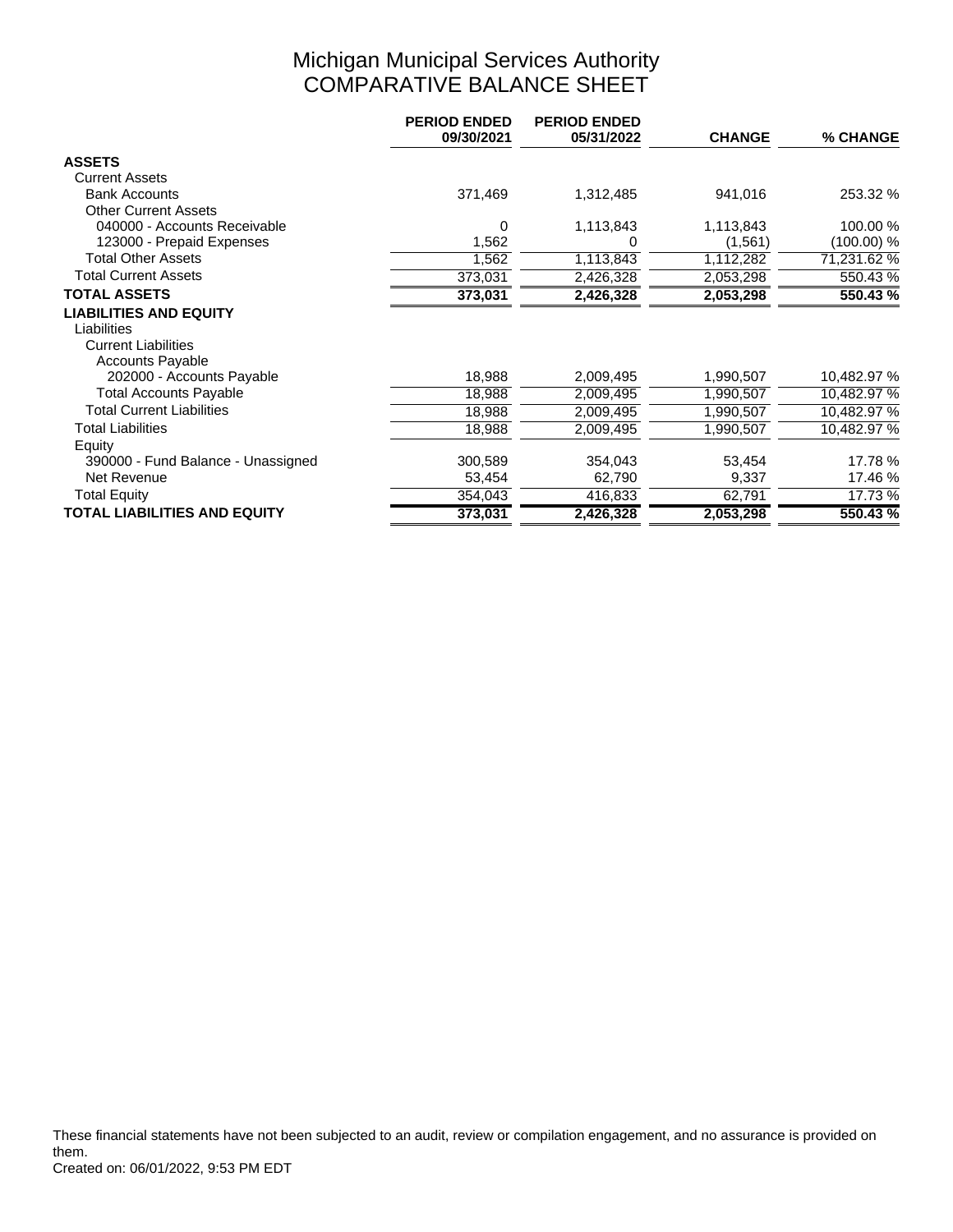# Michigan Municipal Services Authority
## COMPARATIVE BALANCE SHEET

| | PERIOD ENDED 09/30/2021 | PERIOD ENDED 05/31/2022 | CHANGE | % CHANGE |
|---|---|---|---|---|
| **ASSETS** | | | | |
| Current Assets | | | | |
| Bank Accounts | 371,469 | 1,312,485 | 941,016 | 253.32 % |
| Other Current Assets | | | | |
| 040000 - Accounts Receivable | 0 | 1,113,843 | 1,113,843 | 100.00 % |
| 123000 - Prepaid Expenses | 1,562 | 0 | (1,561) | (100.00) % |
| Total Other Assets | 1,562 | 1,113,843 | 1,112,282 | 71,231.62 % |
| Total Current Assets | 373,031 | 2,426,328 | 2,053,298 | 550.43 % |
| **TOTAL ASSETS** | **373,031** | **2,426,328** | **2,053,298** | **550.43 %** |
| **LIABILITIES AND EQUITY** | | | | |
| Liabilities | | | | |
| Current Liabilities | | | | |
| Accounts Payable | | | | |
| 202000 - Accounts Payable | 18,988 | 2,009,495 | 1,990,507 | 10,482.97 % |
| Total Accounts Payable | 18,988 | 2,009,495 | 1,990,507 | 10,482.97 % |
| Total Current Liabilities | 18,988 | 2,009,495 | 1,990,507 | 10,482.97 % |
| Total Liabilities | 18,988 | 2,009,495 | 1,990,507 | 10,482.97 % |
| Equity | | | | |
| 390000 - Fund Balance - Unassigned | 300,589 | 354,043 | 53,454 | 17.78 % |
| Net Revenue | 53,454 | 62,790 | 9,337 | 17.46 % |
| Total Equity | 354,043 | 416,833 | 62,791 | 17.73 % |
| **TOTAL LIABILITIES AND EQUITY** | **373,031** | **2,426,328** | **2,053,298** | **550.43 %** |

These financial statements have not been subjected to an audit, review or compilation engagement, and no assurance is provided on them.

Created on: 06/01/2022, 9:53 PM EDT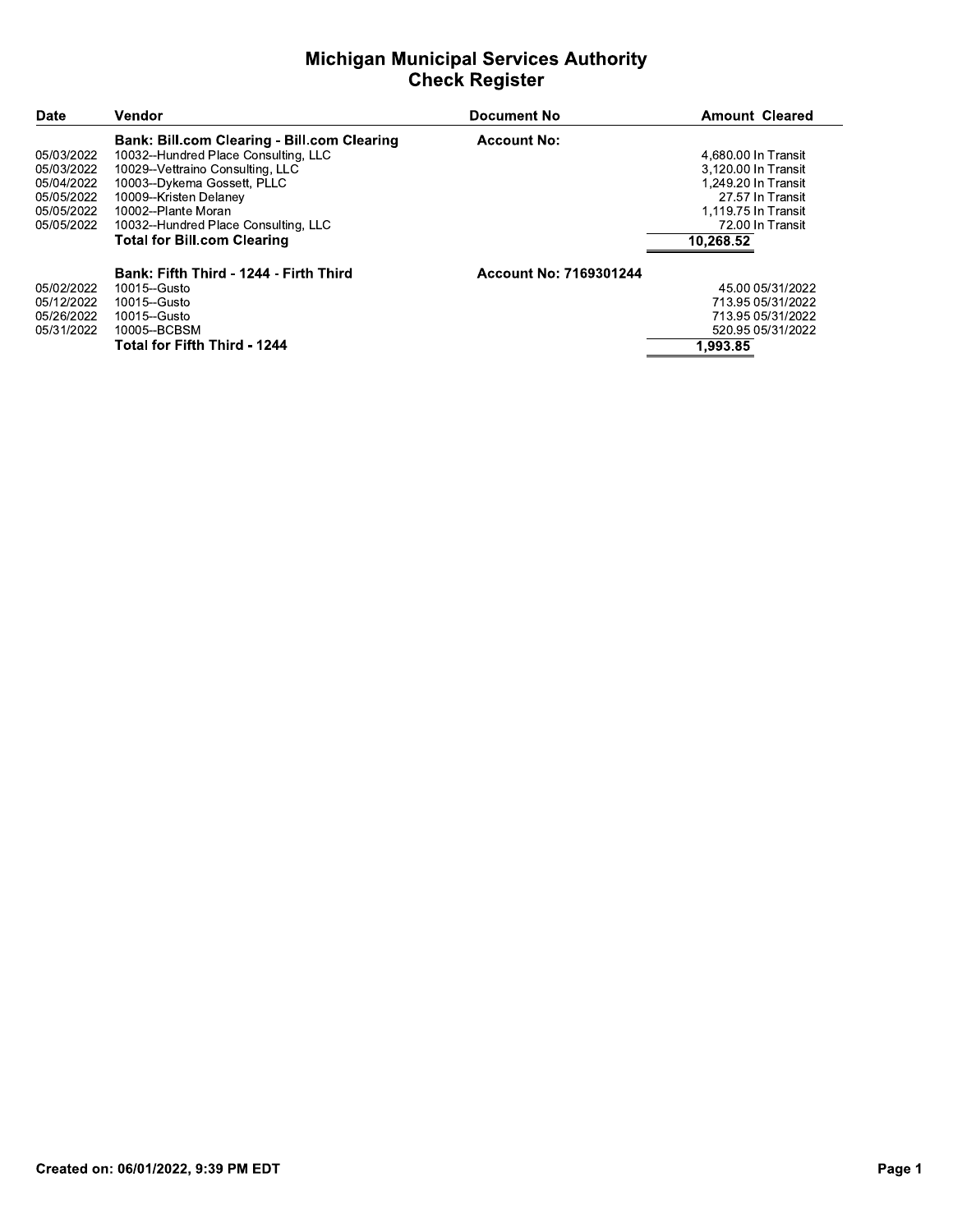# Michigan Municipal Services Authority
## Check Register

| Date | Vendor | Document No | Amount | Cleared |
|---|---|---|---|---|
| | **Bank: Bill.com Clearing - Bill.com Clearing** | **Account No:** | | |
| 05/03/2022 | 10032--Hundred Place Consulting, LLC | | 4,680.00 | In Transit |
| 05/03/2022 | 10029--Vettraino Consulting, LLC | | 3,120.00 | In Transit |
| 05/04/2022 | 10003--Dykema Gossett, PLLC | | 1,249.20 | In Transit |
| 05/05/2022 | 10009--Kristen Delaney | | 27.57 | In Transit |
| 05/05/2022 | 10002--Plante Moran | | 1,119.75 | In Transit |
| 05/05/2022 | 10032--Hundred Place Consulting, LLC | | 72.00 | In Transit |
| | **Total for Bill.com Clearing** | | **10,268.52** | |
| | **Bank: Fifth Third - 1244 - Firth Third** | **Account No: 7169301244** | | |
| 05/02/2022 | 10015--Gusto | | 45.00 | 05/31/2022 |
| 05/12/2022 | 10015--Gusto | | 713.95 | 05/31/2022 |
| 05/26/2022 | 10015--Gusto | | 713.95 | 05/31/2022 |
| 05/31/2022 | 10005--BCBSM | | 520.95 | 05/31/2022 |
| | **Total for Fifth Third - 1244** | | **1,993.85** | |

**Created on: 06/01/2022, 9:39 PM EDT**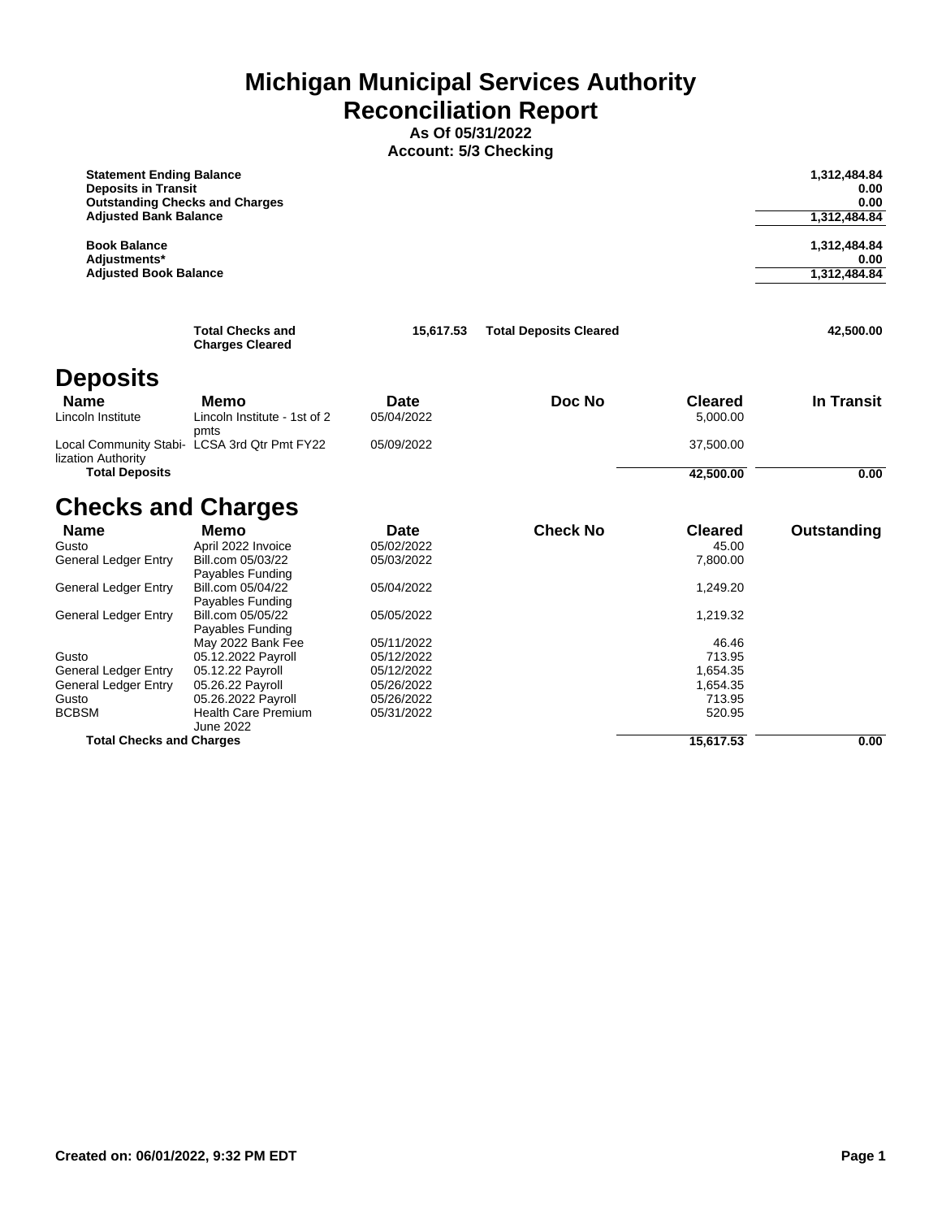# Michigan Municipal Services Authority
# Reconciliation Report

**As Of 05/31/2022**

**Account: 5/3 Checking**

| | |
|---|---|
| **Statement Ending Balance** | **1,312,484.84** |
| **Deposits in Transit** | **0.00** |
| **Outstanding Checks and Charges** | **0.00** |
| **Adjusted Bank Balance** | **1,312,484.84** |
| | |
| **Book Balance** | **1,312,484.84** |
| **Adjustments*** | **0.00** |
| **Adjusted Book Balance** | **1,312,484.84** |

| **Total Checks and Charges Cleared** | **15,617.53** | **Total Deposits Cleared** | **42,500.00** |
|---|---|---|---|

## Deposits

| Name | Memo | Date | Doc No | Cleared | In Transit |
|---|---|---|---|---|---|
| Lincoln Institute | Lincoln Institute - 1st of 2 pmts | 05/04/2022 | | 5,000.00 | |
| Local Community Stabilization Authority | LCSA 3rd Qtr Pmt FY22 | 05/09/2022 | | 37,500.00 | |
| **Total Deposits** | | | | **42,500.00** | **0.00** |

## Checks and Charges

| Name | Memo | Date | Check No | Cleared | Outstanding |
|---|---|---|---|---|---|
| Gusto | April 2022 Invoice | 05/02/2022 | | 45.00 | |
| General Ledger Entry | Bill.com 05/03/22 Payables Funding | 05/03/2022 | | 7,800.00 | |
| General Ledger Entry | Bill.com 05/04/22 Payables Funding | 05/04/2022 | | 1,249.20 | |
| General Ledger Entry | Bill.com 05/05/22 Payables Funding | 05/05/2022 | | 1,219.32 | |
| | May 2022 Bank Fee | 05/11/2022 | | 46.46 | |
| Gusto | 05.12.2022 Payroll | 05/12/2022 | | 713.95 | |
| General Ledger Entry | 05.12.22 Payroll | 05/12/2022 | | 1,654.35 | |
| General Ledger Entry | 05.26.22 Payroll | 05/26/2022 | | 1,654.35 | |
| Gusto | 05.26.2022 Payroll | 05/26/2022 | | 713.95 | |
| BCBSM | Health Care Premium June 2022 | 05/31/2022 | | 520.95 | |
| **Total Checks and Charges** | | | | **15,617.53** | **0.00** |

**Created on: 06/01/2022, 9:32 PM EDT**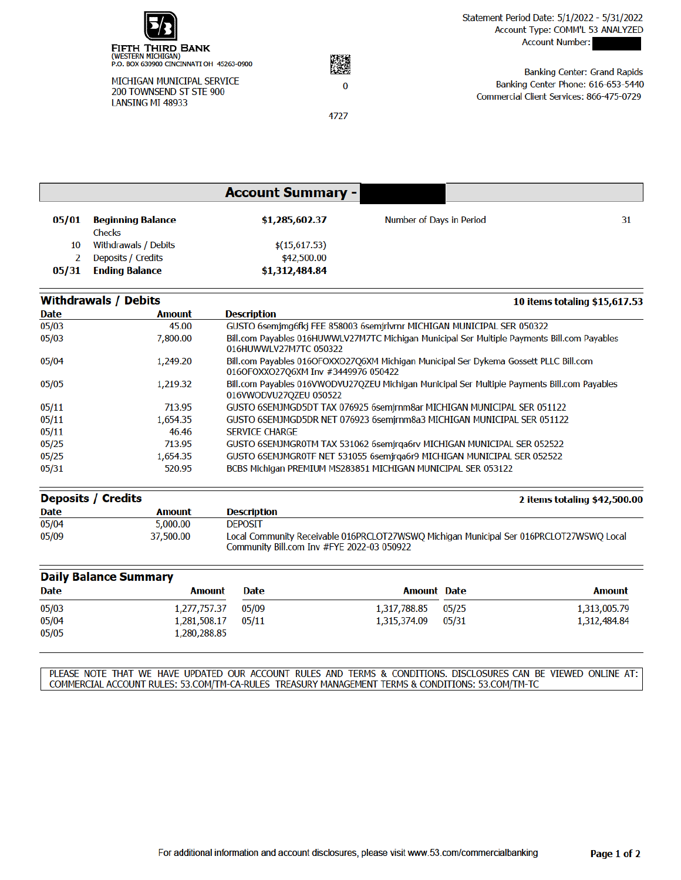**FIFTH THIRD BANK**
(WESTERN MICHIGAN)
P.O. BOX 630900 CINCINNATI OH 45263-0900

MICHIGAN MUNICIPAL SERVICE
200 TOWNSEND ST STE 900
LANSING MI 48933

0

4727

Statement Period Date: 5/1/2022 - 5/31/2022
Account Type: COMM'L 53 ANALYZED
Account Number:

Banking Center: Grand Rapids
Banking Center Phone: 616-653-5440
Commercial Client Services: 866-475-0729

## Account Summary -

| | | | | |
|---|---|---|---|---|
| 05/01 | **Beginning Balance** | **$1,285,602.37** | Number of Days in Period | 31 |
| | Checks | | | |
| 10 | Withdrawals / Debits | $(15,617.53) | | |
| 2 | Deposits / Credits | $42,500.00 | | |
| 05/31 | **Ending Balance** | **$1,312,484.84** | | |

## Withdrawals / Debits

**10 items totaling $15,617.53**

| Date | Amount | Description |
|---|---|---|
| 05/03 | 45.00 | GUSTO 6semjmg6fkj FEE 858003 6semjrlvrnr MICHIGAN MUNICIPAL SER 050322 |
| 05/03 | 7,800.00 | Bill.com Payables 016HUWWLV27M7TC Michigan Municipal Ser Multiple Payments Bill.com Payables 016HUWWLV27M7TC 050322 |
| 05/04 | 1,249.20 | Bill.com Payables 016OFOXXO27Q6XM Michigan Municipal Ser Dykema Gossett PLLC Bill.com 016OFOXXO27Q6XM Inv #3449976 050422 |
| 05/05 | 1,219.32 | Bill.com Payables 016VWODVU27QZEU Michigan Municipal Ser Multiple Payments Bill.com Payables 016VWODVU27QZEU 050522 |
| 05/11 | 713.95 | GUSTO 6SEMJMGD5DT TAX 076925 6semjrnm8ar MICHIGAN MUNICIPAL SER 051122 |
| 05/11 | 1,654.35 | GUSTO 6SEMJMGD5DR NET 076923 6semjrnm8a3 MICHIGAN MUNICIPAL SER 051122 |
| 05/11 | 46.46 | SERVICE CHARGE |
| 05/25 | 713.95 | GUSTO 6SEMJMGR0TM TAX 531062 6semjrqa6rv MICHIGAN MUNICIPAL SER 052522 |
| 05/25 | 1,654.35 | GUSTO 6SEMJMGR0TF NET 531055 6semjrqa6r9 MICHIGAN MUNICIPAL SER 052522 |
| 05/31 | 520.95 | BCBS Michigan PREMIUM MS283851 MICHIGAN MUNICIPAL SER 053122 |

## Deposits / Credits

**2 items totaling $42,500.00**

| Date | Amount | Description |
|---|---|---|
| 05/04 | 5,000.00 | DEPOSIT |
| 05/09 | 37,500.00 | Local Community Receivable 016PRCLOT27WSWQ Michigan Municipal Ser 016PRCLOT27WSWQ Local Community Bill.com Inv #FYE 2022-03 050922 |

## Daily Balance Summary

| Date | Amount | Date | Amount | Date | Amount |
|---|---|---|---|---|---|
| 05/03 | 1,277,757.37 | 05/09 | 1,317,788.85 | 05/25 | 1,313,005.79 |
| 05/04 | 1,281,508.17 | 05/11 | 1,315,374.09 | 05/31 | 1,312,484.84 |
| 05/05 | 1,280,288.85 | | | | |

PLEASE NOTE THAT WE HAVE UPDATED OUR ACCOUNT RULES AND TERMS & CONDITIONS. DISCLOSURES CAN BE VIEWED ONLINE AT: COMMERCIAL ACCOUNT RULES: 53.COM/TM-CA-RULES TREASURY MANAGEMENT TERMS & CONDITIONS: 53.COM/TM-TC

For additional information and account disclosures, please visit www.53.com/commercialbanking